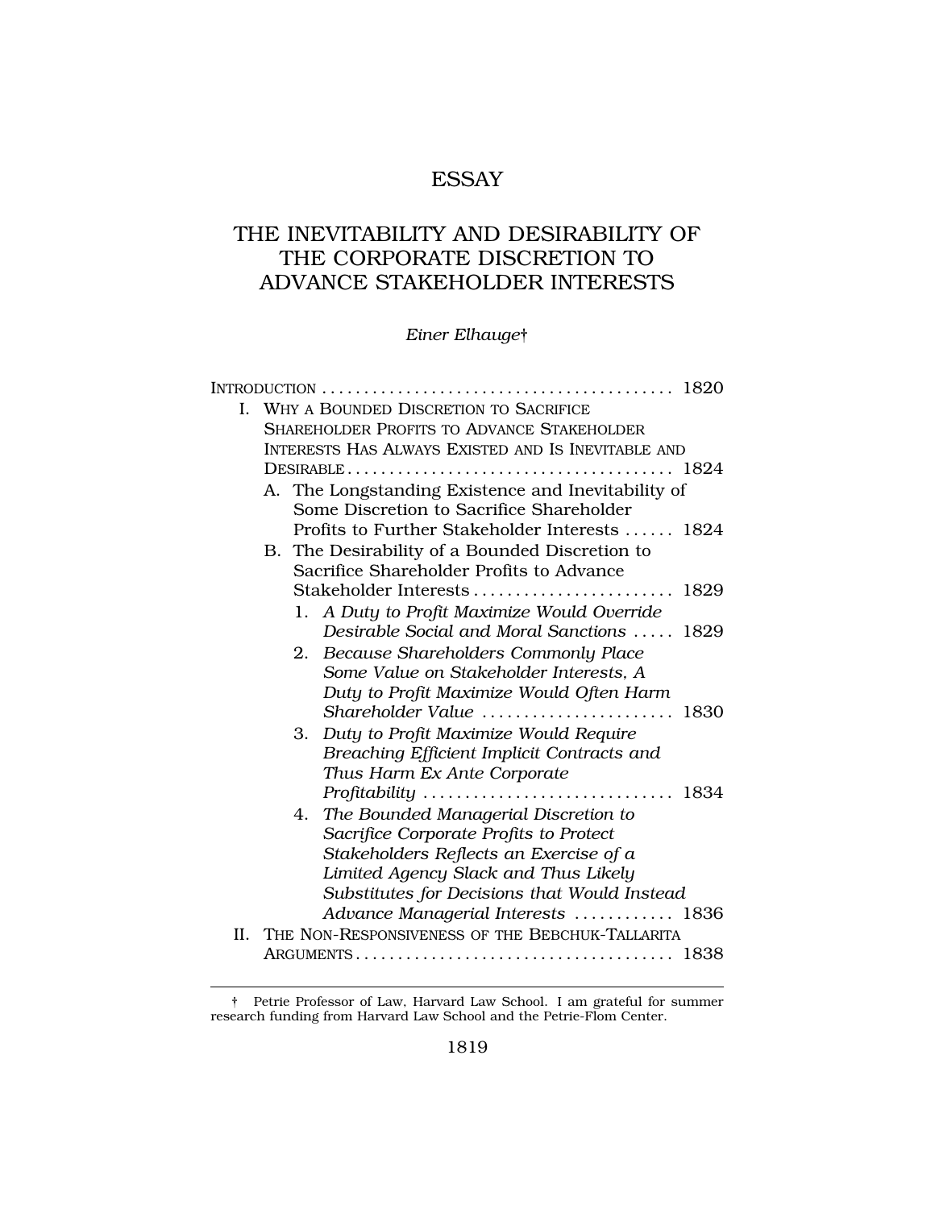# ESSAY

# THE INEVITABILITY AND DESIRABILITY OF THE CORPORATE DISCRETION TO ADVANCE STAKEHOLDER INTERESTS

*Einer Elhauge*†

INTRODUCTION .......................................... 1820

I. WHY A BOUNDED DISCRETION TO SACRIFICE SHAREHOLDER PROFITS TO ADVANCE STAKEHOLDER INTERESTS HAS ALWAYS EXISTED AND IS INEVITABLE AND DESIRABLE ....................................... 1824

   A. The Longstanding Existence and Inevitability of Some Discretion to Sacrifice Shareholder Profits to Further Stakeholder Interests ...... 1824

   B. The Desirability of a Bounded Discretion to Sacrifice Shareholder Profits to Advance Stakeholder Interests ........................ 1829

      1. *A Duty to Profit Maximize Would Override Desirable Social and Moral Sanctions* ..... 1829

      2. *Because Shareholders Commonly Place Some Value on Stakeholder Interests, A Duty to Profit Maximize Would Often Harm Shareholder Value* ....................... 1830

      3. *Duty to Profit Maximize Would Require Breaching Efficient Implicit Contracts and Thus Harm Ex Ante Corporate Profitability* .............................. 1834

      4. *The Bounded Managerial Discretion to Sacrifice Corporate Profits to Protect Stakeholders Reflects an Exercise of a Limited Agency Slack and Thus Likely Substitutes for Decisions that Would Instead Advance Managerial Interests* ............ 1836

II. THE NON-RESPONSIVENESS OF THE BEBCHUK-TALLARITA ARGUMENTS ...................................... 1838

† Petrie Professor of Law, Harvard Law School. I am grateful for summer research funding from Harvard Law School and the Petrie-Flom Center.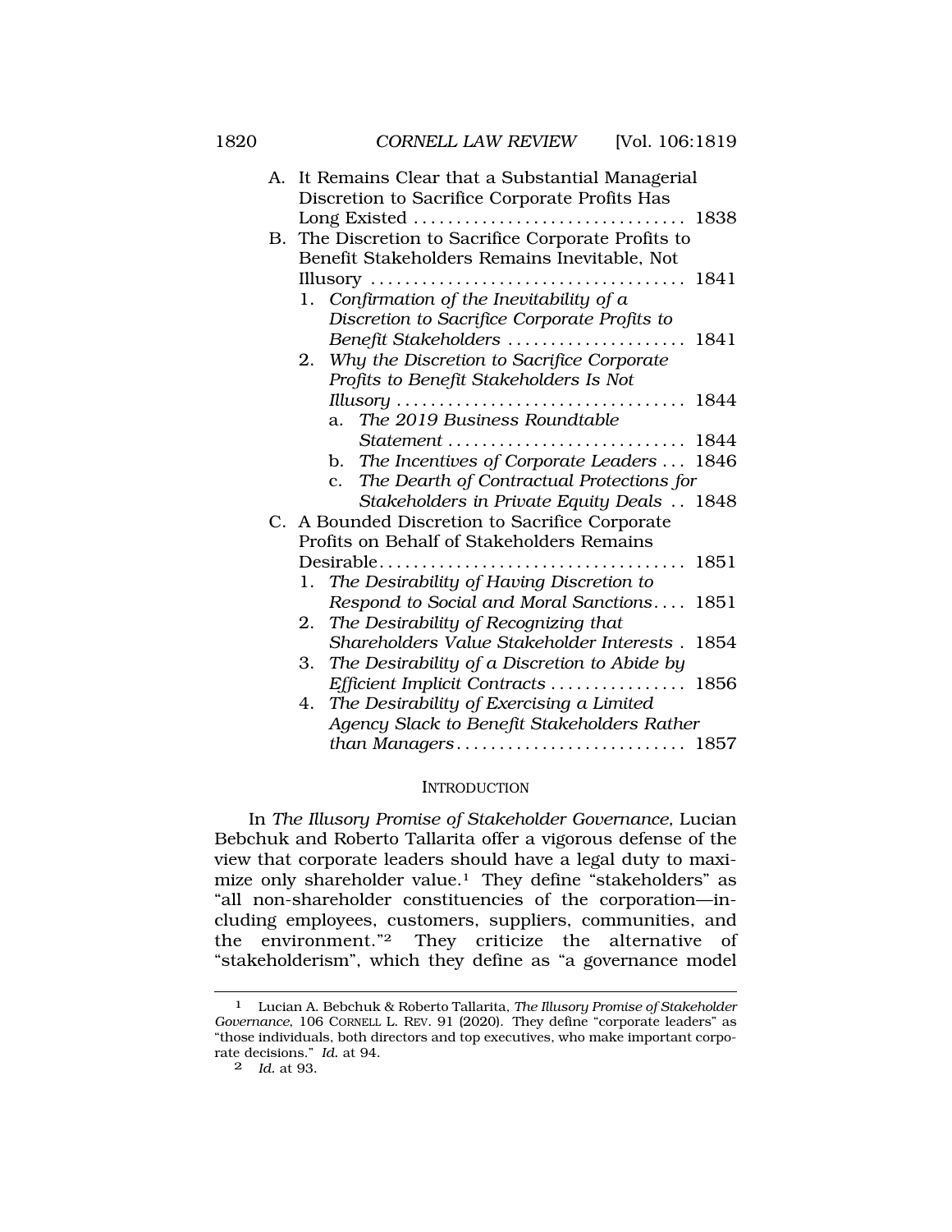A. It Remains Clear that a Substantial Managerial Discretion to Sacrifice Corporate Profits Has Long Existed ................................ 1838

B. The Discretion to Sacrifice Corporate Profits to Benefit Stakeholders Remains Inevitable, Not Illusory .................................... 1841

   1. *Confirmation of the Inevitability of a Discretion to Sacrifice Corporate Profits to Benefit Stakeholders* ..................... 1841

   2. *Why the Discretion to Sacrifice Corporate Profits to Benefit Stakeholders Is Not Illusory* .................................. 1844

      a. *The 2019 Business Roundtable Statement* ............................ 1844

      b. *The Incentives of Corporate Leaders* ... 1846

      c. *The Dearth of Contractual Protections for Stakeholders in Private Equity Deals* .. 1848

C. A Bounded Discretion to Sacrifice Corporate Profits on Behalf of Stakeholders Remains Desirable.................................... 1851

   1. *The Desirability of Having Discretion to Respond to Social and Moral Sanctions*.... 1851

   2. *The Desirability of Recognizing that Shareholders Value Stakeholder Interests* . 1854

   3. *The Desirability of a Discretion to Abide by Efficient Implicit Contracts* ................ 1856

   4. *The Desirability of Exercising a Limited Agency Slack to Benefit Stakeholders Rather than Managers*........................... 1857

## INTRODUCTION

In *The Illusory Promise of Stakeholder Governance*, Lucian Bebchuk and Roberto Tallarita offer a vigorous defense of the view that corporate leaders should have a legal duty to maximize only shareholder value.[1] They define "stakeholders" as "all non-shareholder constituencies of the corporation—including employees, customers, suppliers, communities, and the environment."[2] They criticize the alternative of "stakeholderism", which they define as "a governance model

---

[1] Lucian A. Bebchuk & Roberto Tallarita, *The Illusory Promise of Stakeholder Governance*, 106 CORNELL L. REV. 91 (2020). They define "corporate leaders" as "those individuals, both directors and top executives, who make important corporate decisions." *Id.* at 94.

[2] *Id.* at 93.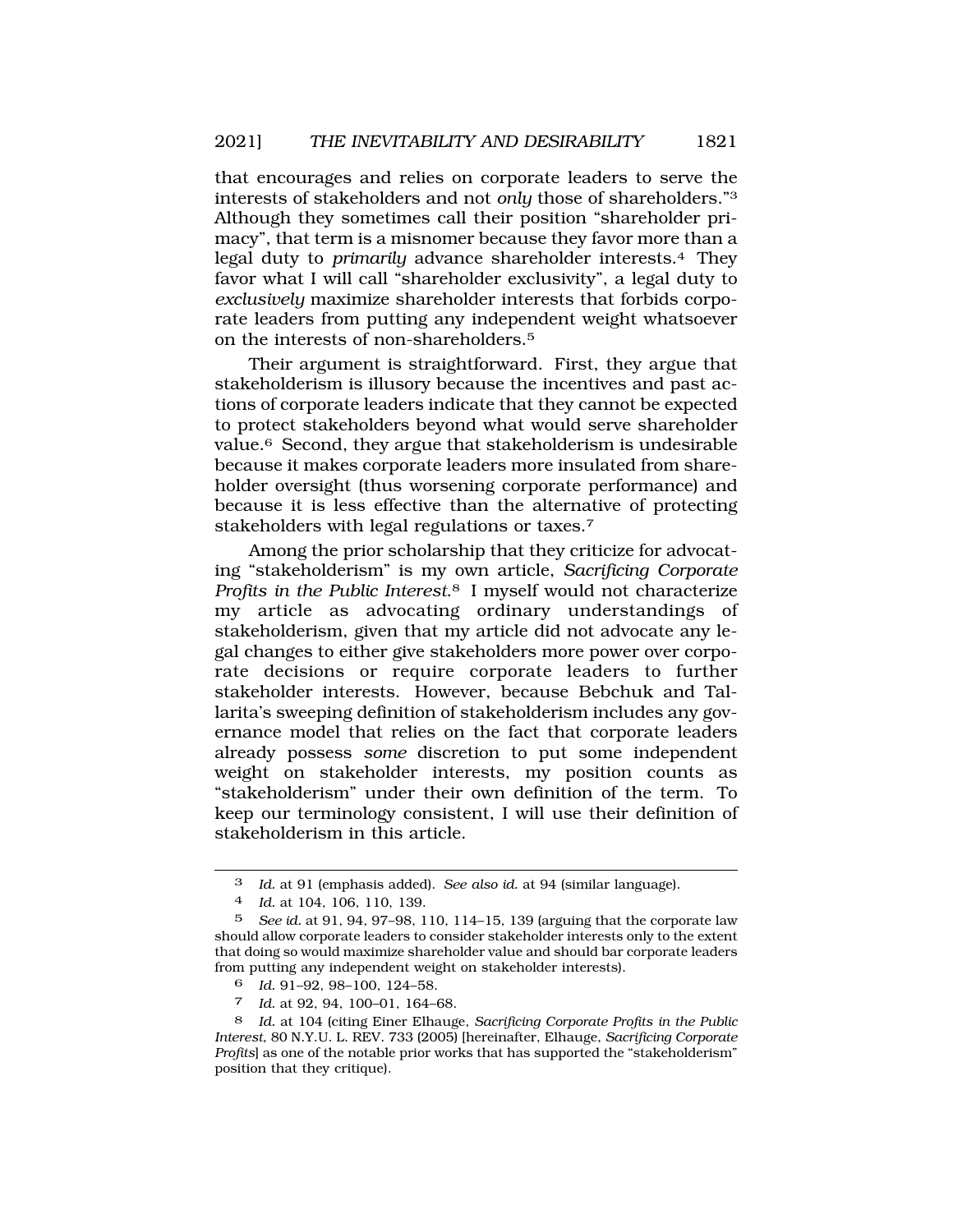that encourages and relies on corporate leaders to serve the interests of stakeholders and not *only* those of shareholders."[3] Although they sometimes call their position "shareholder primacy", that term is a misnomer because they favor more than a legal duty to *primarily* advance shareholder interests.[4] They favor what I will call "shareholder exclusivity", a legal duty to *exclusively* maximize shareholder interests that forbids corporate leaders from putting any independent weight whatsoever on the interests of non-shareholders.[5]

Their argument is straightforward. First, they argue that stakeholderism is illusory because the incentives and past actions of corporate leaders indicate that they cannot be expected to protect stakeholders beyond what would serve shareholder value.[6] Second, they argue that stakeholderism is undesirable because it makes corporate leaders more insulated from shareholder oversight (thus worsening corporate performance) and because it is less effective than the alternative of protecting stakeholders with legal regulations or taxes.[7]

Among the prior scholarship that they criticize for advocating "stakeholderism" is my own article, *Sacrificing Corporate Profits in the Public Interest*.[8] I myself would not characterize my article as advocating ordinary understandings of stakeholderism, given that my article did not advocate any legal changes to either give stakeholders more power over corporate decisions or require corporate leaders to further stakeholder interests. However, because Bebchuk and Tallarita's sweeping definition of stakeholderism includes any governance model that relies on the fact that corporate leaders already possess *some* discretion to put some independent weight on stakeholder interests, my position counts as "stakeholderism" under their own definition of the term. To keep our terminology consistent, I will use their definition of stakeholderism in this article.

---

3 *Id.* at 91 (emphasis added). *See also id.* at 94 (similar language).

4 *Id.* at 104, 106, 110, 139.

5 *See id.* at 91, 94, 97–98, 110, 114–15, 139 (arguing that the corporate law should allow corporate leaders to consider stakeholder interests only to the extent that doing so would maximize shareholder value and should bar corporate leaders from putting any independent weight on stakeholder interests).

6 *Id.* 91–92, 98–100, 124–58.

7 *Id.* at 92, 94, 100–01, 164–68.

8 *Id.* at 104 (citing Einer Elhauge, *Sacrificing Corporate Profits in the Public Interest*, 80 N.Y.U. L. REV. 733 (2005) [hereinafter, Elhauge, *Sacrificing Corporate Profits*] as one of the notable prior works that has supported the "stakeholderism" position that they critique).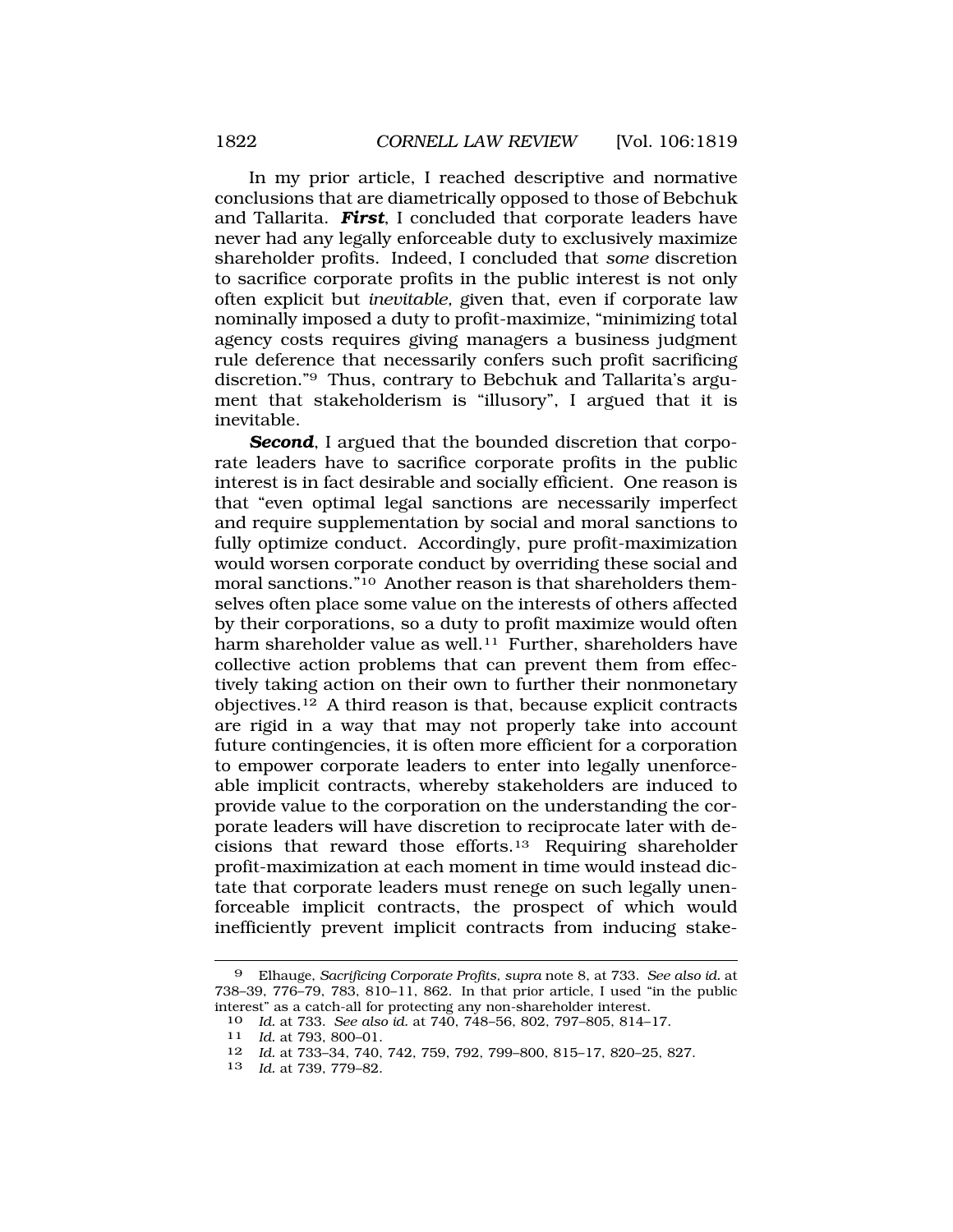In my prior article, I reached descriptive and normative conclusions that are diametrically opposed to those of Bebchuk and Tallarita. ***First***, I concluded that corporate leaders have never had any legally enforceable duty to exclusively maximize shareholder profits. Indeed, I concluded that *some* discretion to sacrifice corporate profits in the public interest is not only often explicit but *inevitable,* given that, even if corporate law nominally imposed a duty to profit-maximize, "minimizing total agency costs requires giving managers a business judgment rule deference that necessarily confers such profit sacrificing discretion."[9] Thus, contrary to Bebchuk and Tallarita's argument that stakeholderism is "illusory", I argued that it is inevitable.

***Second***, I argued that the bounded discretion that corporate leaders have to sacrifice corporate profits in the public interest is in fact desirable and socially efficient. One reason is that "even optimal legal sanctions are necessarily imperfect and require supplementation by social and moral sanctions to fully optimize conduct. Accordingly, pure profit-maximization would worsen corporate conduct by overriding these social and moral sanctions."[10] Another reason is that shareholders themselves often place some value on the interests of others affected by their corporations, so a duty to profit maximize would often harm shareholder value as well.[11] Further, shareholders have collective action problems that can prevent them from effectively taking action on their own to further their nonmonetary objectives.[12] A third reason is that, because explicit contracts are rigid in a way that may not properly take into account future contingencies, it is often more efficient for a corporation to empower corporate leaders to enter into legally unenforceable implicit contracts, whereby stakeholders are induced to provide value to the corporation on the understanding the corporate leaders will have discretion to reciprocate later with decisions that reward those efforts.[13] Requiring shareholder profit-maximization at each moment in time would instead dictate that corporate leaders must renege on such legally unenforceable implicit contracts, the prospect of which would inefficiently prevent implicit contracts from inducing stake-

---

9 Elhauge, *Sacrificing Corporate Profits*, *supra* note 8, at 733. *See also id.* at 738–39, 776–79, 783, 810–11, 862. In that prior article, I used "in the public interest" as a catch-all for protecting any non-shareholder interest.

10 *Id.* at 733. *See also id.* at 740, 748–56, 802, 797–805, 814–17.

11 *Id.* at 793, 800–01.

12 *Id.* at 733–34, 740, 742, 759, 792, 799–800, 815–17, 820–25, 827.

13 *Id.* at 739, 779–82.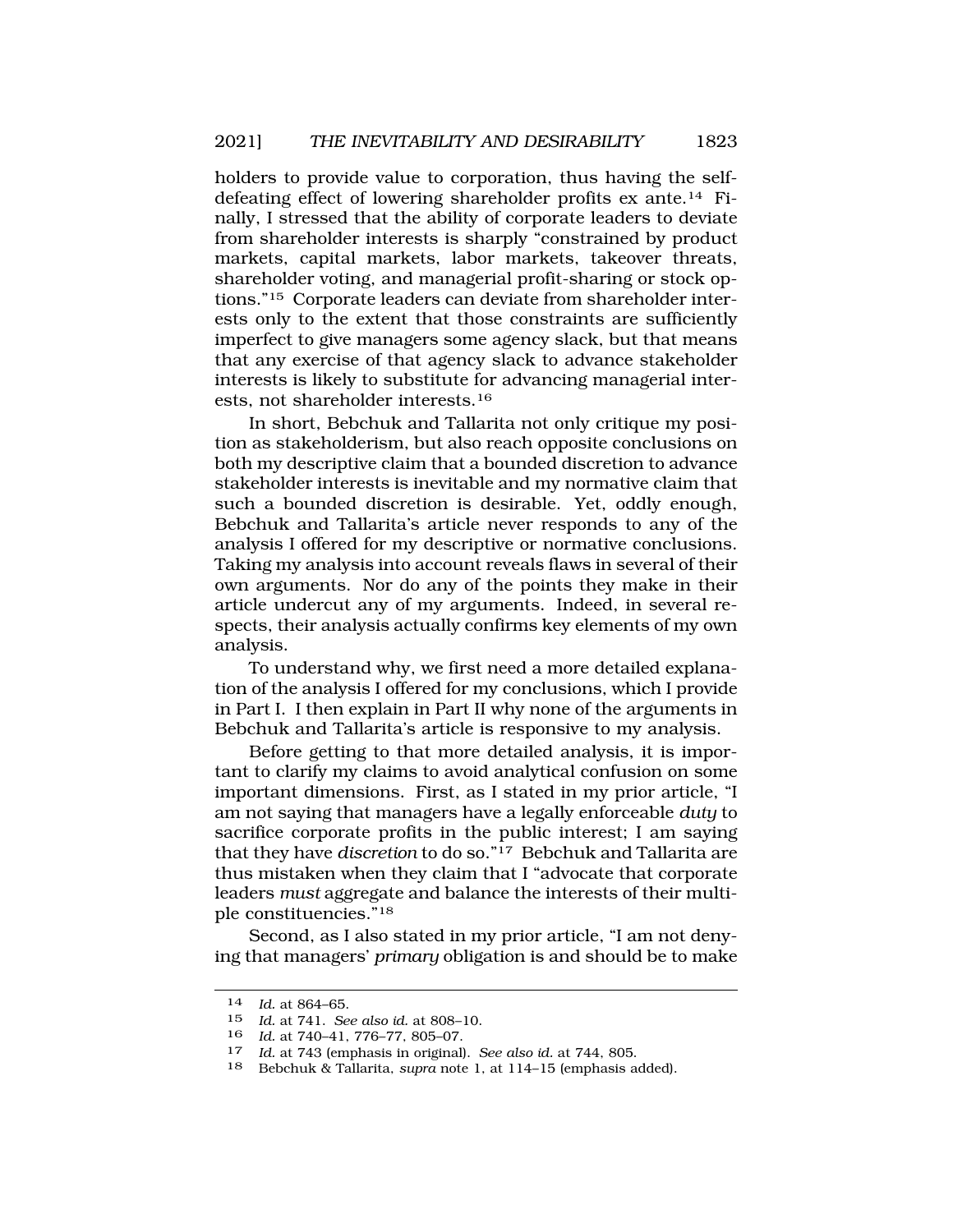holders to provide value to corporation, thus having the self-defeating effect of lowering shareholder profits ex ante.[14] Finally, I stressed that the ability of corporate leaders to deviate from shareholder interests is sharply "constrained by product markets, capital markets, labor markets, takeover threats, shareholder voting, and managerial profit-sharing or stock options."[15] Corporate leaders can deviate from shareholder interests only to the extent that those constraints are sufficiently imperfect to give managers some agency slack, but that means that any exercise of that agency slack to advance stakeholder interests is likely to substitute for advancing managerial interests, not shareholder interests.[16]

In short, Bebchuk and Tallarita not only critique my position as stakeholderism, but also reach opposite conclusions on both my descriptive claim that a bounded discretion to advance stakeholder interests is inevitable and my normative claim that such a bounded discretion is desirable. Yet, oddly enough, Bebchuk and Tallarita's article never responds to any of the analysis I offered for my descriptive or normative conclusions. Taking my analysis into account reveals flaws in several of their own arguments. Nor do any of the points they make in their article undercut any of my arguments. Indeed, in several respects, their analysis actually confirms key elements of my own analysis.

To understand why, we first need a more detailed explanation of the analysis I offered for my conclusions, which I provide in Part I. I then explain in Part II why none of the arguments in Bebchuk and Tallarita's article is responsive to my analysis.

Before getting to that more detailed analysis, it is important to clarify my claims to avoid analytical confusion on some important dimensions. First, as I stated in my prior article, "I am not saying that managers have a legally enforceable *duty* to sacrifice corporate profits in the public interest; I am saying that they have *discretion* to do so."[17] Bebchuk and Tallarita are thus mistaken when they claim that I "advocate that corporate leaders *must* aggregate and balance the interests of their multiple constituencies."[18]

Second, as I also stated in my prior article, "I am not denying that managers' *primary* obligation is and should be to make

---

[14] *Id.* at 864–65.

[15] *Id.* at 741. *See also id.* at 808–10.

[16] *Id.* at 740–41, 776–77, 805–07.

[17] *Id.* at 743 (emphasis in original). *See also id.* at 744, 805.

[18] Bebchuk & Tallarita, *supra* note 1, at 114–15 (emphasis added).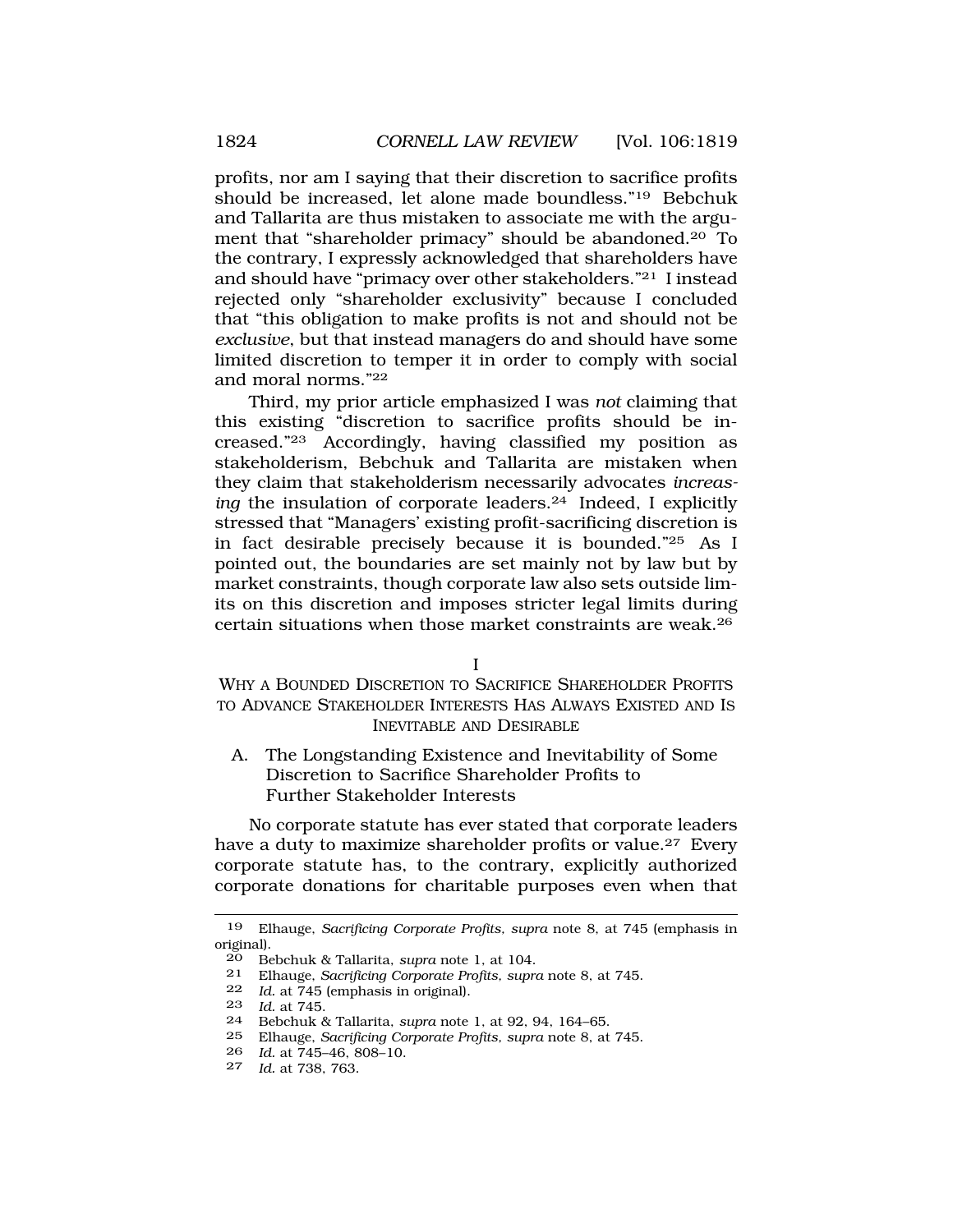profits, nor am I saying that their discretion to sacrifice profits should be increased, let alone made boundless."[19] Bebchuk and Tallarita are thus mistaken to associate me with the argument that "shareholder primacy" should be abandoned.[20] To the contrary, I expressly acknowledged that shareholders have and should have "primacy over other stakeholders."[21] I instead rejected only "shareholder exclusivity" because I concluded that "this obligation to make profits is not and should not be *exclusive*, but that instead managers do and should have some limited discretion to temper it in order to comply with social and moral norms."[22]

Third, my prior article emphasized I was *not* claiming that this existing "discretion to sacrifice profits should be increased."[23] Accordingly, having classified my position as stakeholderism, Bebchuk and Tallarita are mistaken when they claim that stakeholderism necessarily advocates *increasing* the insulation of corporate leaders.[24] Indeed, I explicitly stressed that "Managers' existing profit-sacrificing discretion is in fact desirable precisely because it is bounded."[25] As I pointed out, the boundaries are set mainly not by law but by market constraints, though corporate law also sets outside limits on this discretion and imposes stricter legal limits during certain situations when those market constraints are weak.[26]

## I
## WHY A BOUNDED DISCRETION TO SACRIFICE SHAREHOLDER PROFITS TO ADVANCE STAKEHOLDER INTERESTS HAS ALWAYS EXISTED AND IS INEVITABLE AND DESIRABLE

### A. The Longstanding Existence and Inevitability of Some Discretion to Sacrifice Shareholder Profits to Further Stakeholder Interests

No corporate statute has ever stated that corporate leaders have a duty to maximize shareholder profits or value.[27] Every corporate statute has, to the contrary, explicitly authorized corporate donations for charitable purposes even when that

---

19 Elhauge, *Sacrificing Corporate Profits*, *supra* note 8, at 745 (emphasis in original).

20 Bebchuk & Tallarita, *supra* note 1, at 104.

21 Elhauge, *Sacrificing Corporate Profits*, *supra* note 8, at 745.

22 *Id.* at 745 (emphasis in original).

23 *Id.* at 745.

24 Bebchuk & Tallarita, *supra* note 1, at 92, 94, 164–65.

25 Elhauge, *Sacrificing Corporate Profits*, *supra* note 8, at 745.

26 *Id.* at 745–46, 808–10.

27 *Id.* at 738, 763.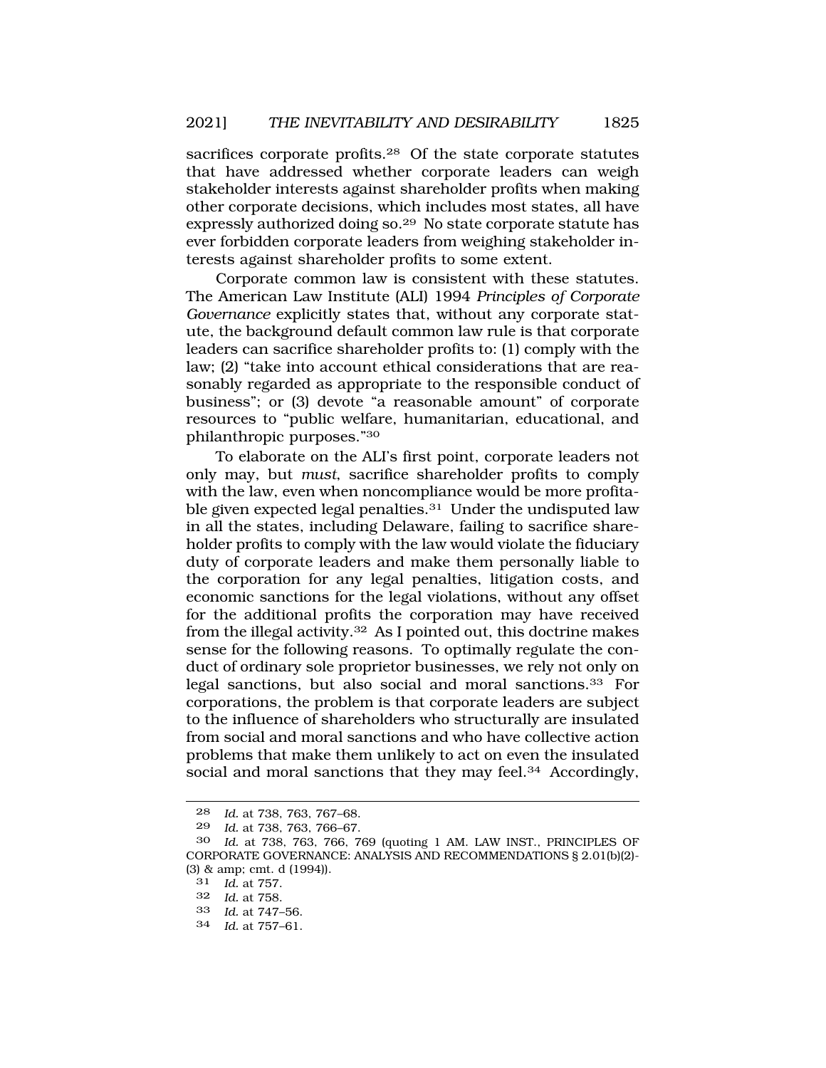sacrifices corporate profits.[28] Of the state corporate statutes that have addressed whether corporate leaders can weigh stakeholder interests against shareholder profits when making other corporate decisions, which includes most states, all have expressly authorized doing so.[29] No state corporate statute has ever forbidden corporate leaders from weighing stakeholder interests against shareholder profits to some extent.

Corporate common law is consistent with these statutes. The American Law Institute (ALI) 1994 *Principles of Corporate Governance* explicitly states that, without any corporate statute, the background default common law rule is that corporate leaders can sacrifice shareholder profits to: (1) comply with the law; (2) "take into account ethical considerations that are reasonably regarded as appropriate to the responsible conduct of business"; or (3) devote "a reasonable amount" of corporate resources to "public welfare, humanitarian, educational, and philanthropic purposes."[30]

To elaborate on the ALI's first point, corporate leaders not only may, but *must*, sacrifice shareholder profits to comply with the law, even when noncompliance would be more profitable given expected legal penalties.[31] Under the undisputed law in all the states, including Delaware, failing to sacrifice shareholder profits to comply with the law would violate the fiduciary duty of corporate leaders and make them personally liable to the corporation for any legal penalties, litigation costs, and economic sanctions for the legal violations, without any offset for the additional profits the corporation may have received from the illegal activity.[32] As I pointed out, this doctrine makes sense for the following reasons. To optimally regulate the conduct of ordinary sole proprietor businesses, we rely not only on legal sanctions, but also social and moral sanctions.[33] For corporations, the problem is that corporate leaders are subject to the influence of shareholders who structurally are insulated from social and moral sanctions and who have collective action problems that make them unlikely to act on even the insulated social and moral sanctions that they may feel.[34] Accordingly,

---

28 *Id.* at 738, 763, 767–68.

29 *Id.* at 738, 763, 766–67.

30 *Id.* at 738, 763, 766, 769 (quoting 1 AM. LAW INST., PRINCIPLES OF CORPORATE GOVERNANCE: ANALYSIS AND RECOMMENDATIONS § 2.01(b)(2)-(3) & amp; cmt. d (1994)).

31 *Id.* at 757.

32 *Id.* at 758.

33 *Id.* at 747–56.

34 *Id.* at 757–61.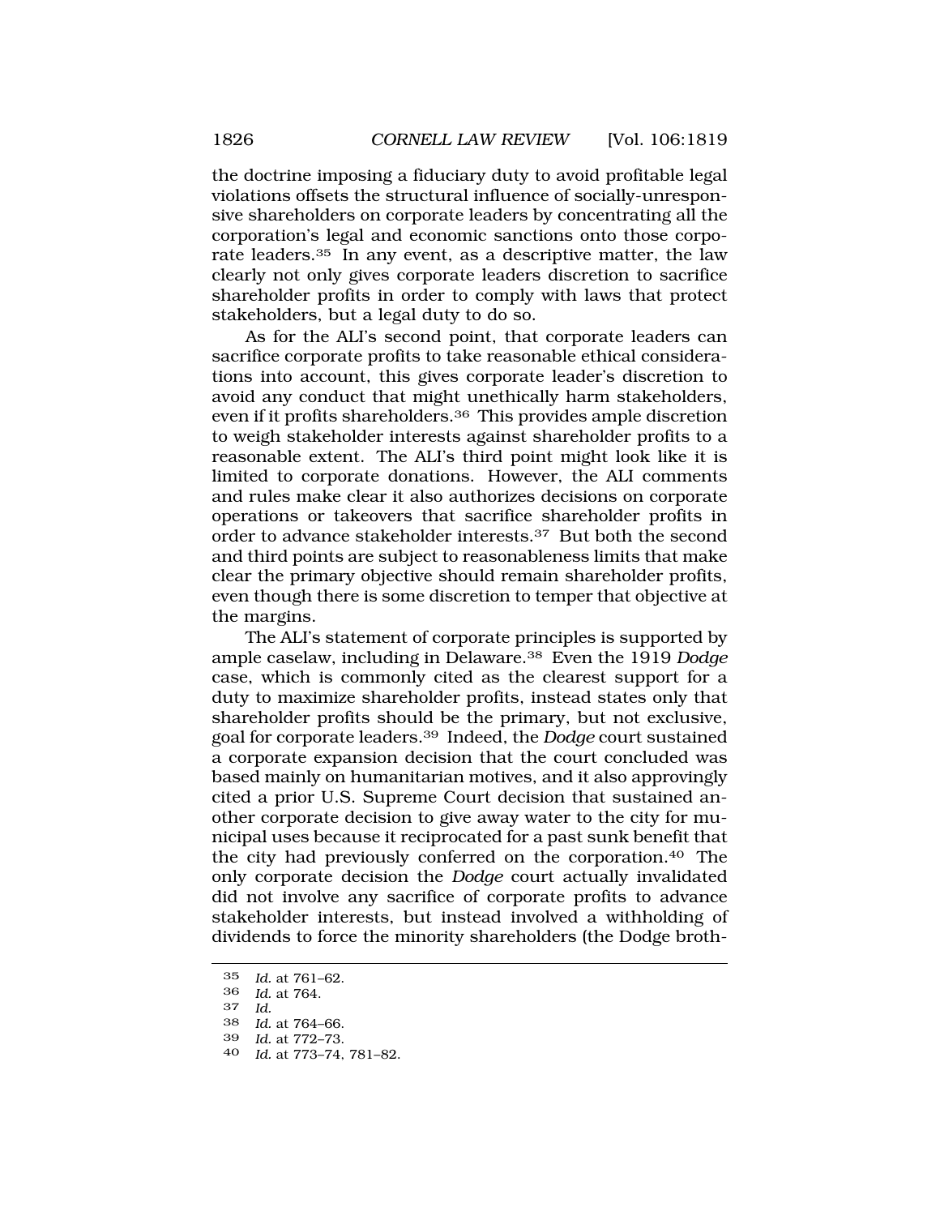the doctrine imposing a fiduciary duty to avoid profitable legal violations offsets the structural influence of socially-unresponsive shareholders on corporate leaders by concentrating all the corporation's legal and economic sanctions onto those corporate leaders.[35] In any event, as a descriptive matter, the law clearly not only gives corporate leaders discretion to sacrifice shareholder profits in order to comply with laws that protect stakeholders, but a legal duty to do so.

As for the ALI's second point, that corporate leaders can sacrifice corporate profits to take reasonable ethical considerations into account, this gives corporate leader's discretion to avoid any conduct that might unethically harm stakeholders, even if it profits shareholders.[36] This provides ample discretion to weigh stakeholder interests against shareholder profits to a reasonable extent. The ALI's third point might look like it is limited to corporate donations. However, the ALI comments and rules make clear it also authorizes decisions on corporate operations or takeovers that sacrifice shareholder profits in order to advance stakeholder interests.[37] But both the second and third points are subject to reasonableness limits that make clear the primary objective should remain shareholder profits, even though there is some discretion to temper that objective at the margins.

The ALI's statement of corporate principles is supported by ample caselaw, including in Delaware.[38] Even the 1919 *Dodge* case, which is commonly cited as the clearest support for a duty to maximize shareholder profits, instead states only that shareholder profits should be the primary, but not exclusive, goal for corporate leaders.[39] Indeed, the *Dodge* court sustained a corporate expansion decision that the court concluded was based mainly on humanitarian motives, and it also approvingly cited a prior U.S. Supreme Court decision that sustained another corporate decision to give away water to the city for municipal uses because it reciprocated for a past sunk benefit that the city had previously conferred on the corporation.[40] The only corporate decision the *Dodge* court actually invalidated did not involve any sacrifice of corporate profits to advance stakeholder interests, but instead involved a withholding of dividends to force the minority shareholders (the Dodge broth-

---

35 *Id.* at 761–62.

36 *Id.* at 764.

37 *Id.*

38 *Id.* at 764–66.

39 *Id.* at 772–73.

40 *Id.* at 773–74, 781–82.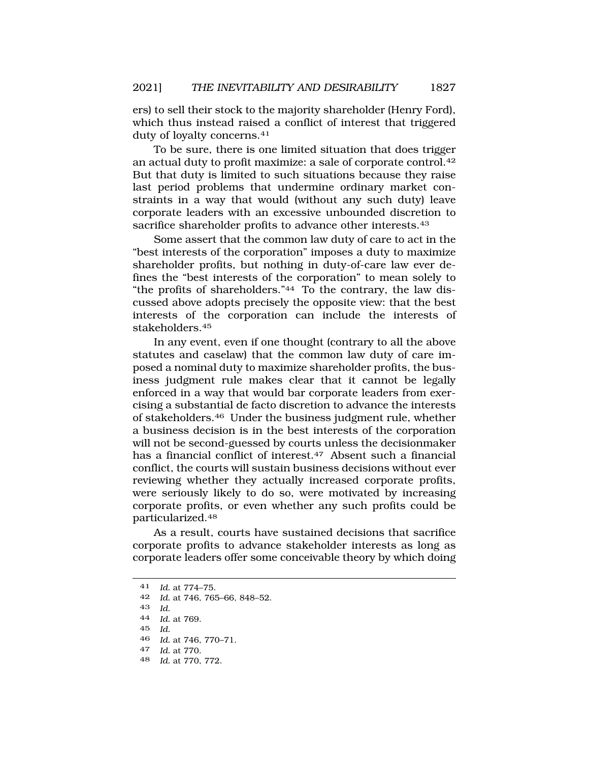ers) to sell their stock to the majority shareholder (Henry Ford), which thus instead raised a conflict of interest that triggered duty of loyalty concerns.[41]

To be sure, there is one limited situation that does trigger an actual duty to profit maximize: a sale of corporate control.[42] But that duty is limited to such situations because they raise last period problems that undermine ordinary market constraints in a way that would (without any such duty) leave corporate leaders with an excessive unbounded discretion to sacrifice shareholder profits to advance other interests.[43]

Some assert that the common law duty of care to act in the "best interests of the corporation" imposes a duty to maximize shareholder profits, but nothing in duty-of-care law ever defines the "best interests of the corporation" to mean solely to "the profits of shareholders."[44] To the contrary, the law discussed above adopts precisely the opposite view: that the best interests of the corporation can include the interests of stakeholders.[45]

In any event, even if one thought (contrary to all the above statutes and caselaw) that the common law duty of care imposed a nominal duty to maximize shareholder profits, the business judgment rule makes clear that it cannot be legally enforced in a way that would bar corporate leaders from exercising a substantial de facto discretion to advance the interests of stakeholders.[46] Under the business judgment rule, whether a business decision is in the best interests of the corporation will not be second-guessed by courts unless the decisionmaker has a financial conflict of interest.[47] Absent such a financial conflict, the courts will sustain business decisions without ever reviewing whether they actually increased corporate profits, were seriously likely to do so, were motivated by increasing corporate profits, or even whether any such profits could be particularized.[48]

As a result, courts have sustained decisions that sacrifice corporate profits to advance stakeholder interests as long as corporate leaders offer some conceivable theory by which doing

---

41 *Id.* at 774–75.

42 *Id.* at 746, 765–66, 848–52.

43 *Id.*

44 *Id.* at 769.

45 *Id.*

46 *Id.* at 746, 770–71.

47 *Id.* at 770.

48 *Id.* at 770, 772.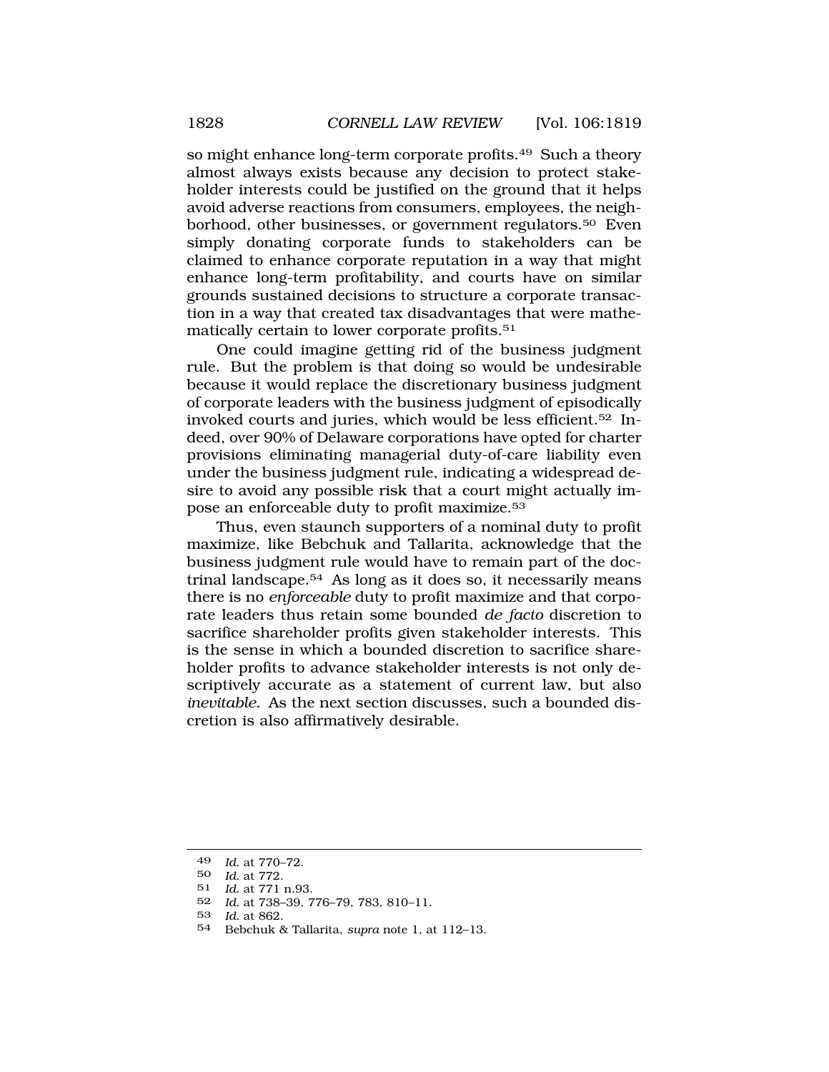so might enhance long-term corporate profits.[49] Such a theory almost always exists because any decision to protect stakeholder interests could be justified on the ground that it helps avoid adverse reactions from consumers, employees, the neighborhood, other businesses, or government regulators.[50] Even simply donating corporate funds to stakeholders can be claimed to enhance corporate reputation in a way that might enhance long-term profitability, and courts have on similar grounds sustained decisions to structure a corporate transaction in a way that created tax disadvantages that were mathematically certain to lower corporate profits.[51]

One could imagine getting rid of the business judgment rule. But the problem is that doing so would be undesirable because it would replace the discretionary business judgment of corporate leaders with the business judgment of episodically invoked courts and juries, which would be less efficient.[52] Indeed, over 90% of Delaware corporations have opted for charter provisions eliminating managerial duty-of-care liability even under the business judgment rule, indicating a widespread desire to avoid any possible risk that a court might actually impose an enforceable duty to profit maximize.[53]

Thus, even staunch supporters of a nominal duty to profit maximize, like Bebchuk and Tallarita, acknowledge that the business judgment rule would have to remain part of the doctrinal landscape.[54] As long as it does so, it necessarily means there is no *enforceable* duty to profit maximize and that corporate leaders thus retain some bounded *de facto* discretion to sacrifice shareholder profits given stakeholder interests. This is the sense in which a bounded discretion to sacrifice shareholder profits to advance stakeholder interests is not only descriptively accurate as a statement of current law, but also *inevitable.* As the next section discusses, such a bounded discretion is also affirmatively desirable.

---

49 *Id.* at 770–72.

50 *Id.* at 772.

51 *Id.* at 771 n.93.

52 *Id.* at 738–39, 776–79, 783, 810–11.

53 *Id.* at 862.

54 Bebchuk & Tallarita, *supra* note 1, at 112–13.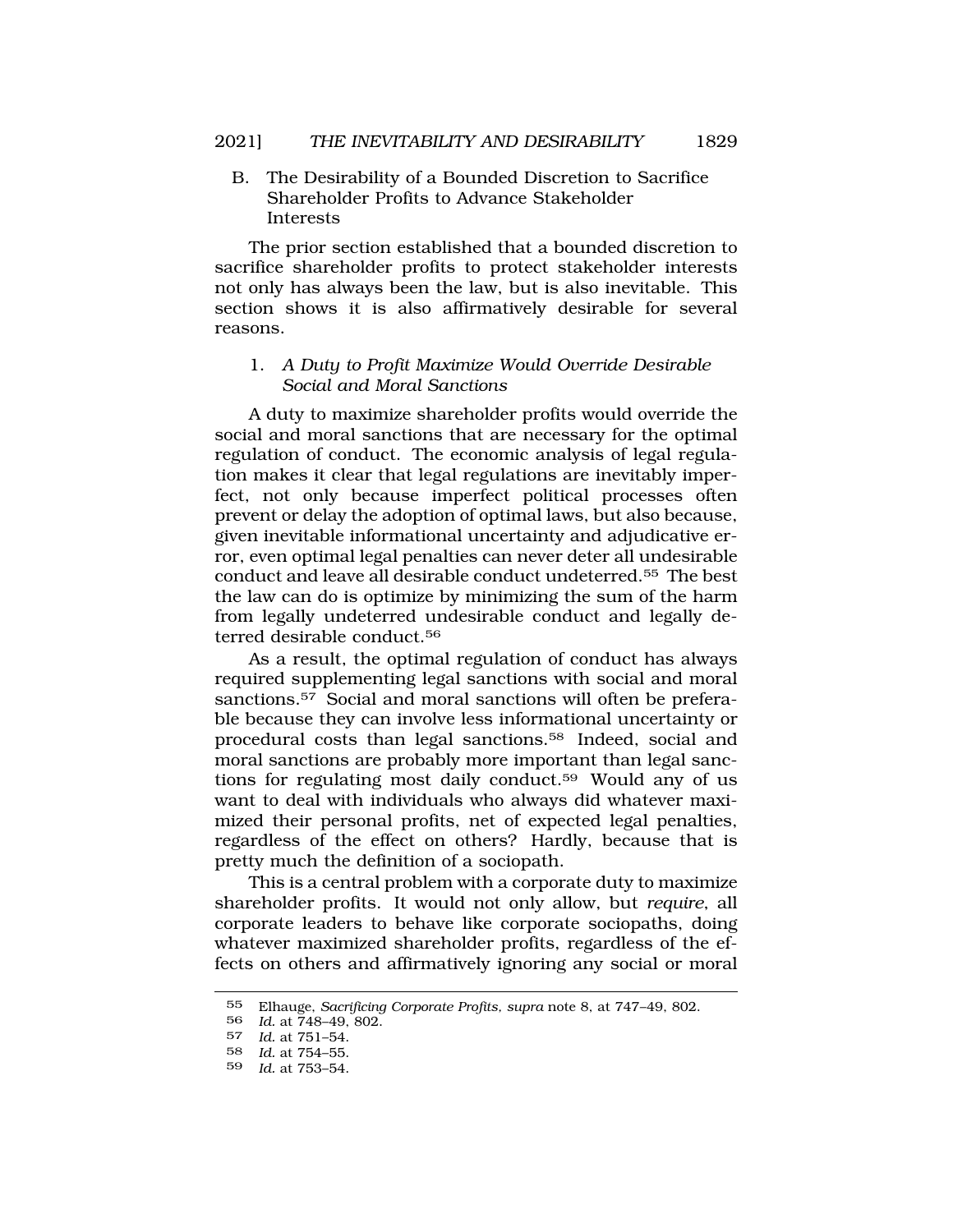## B. The Desirability of a Bounded Discretion to Sacrifice Shareholder Profits to Advance Stakeholder Interests

The prior section established that a bounded discretion to sacrifice shareholder profits to protect stakeholder interests not only has always been the law, but is also inevitable. This section shows it is also affirmatively desirable for several reasons.

### 1. *A Duty to Profit Maximize Would Override Desirable Social and Moral Sanctions*

A duty to maximize shareholder profits would override the social and moral sanctions that are necessary for the optimal regulation of conduct. The economic analysis of legal regulation makes it clear that legal regulations are inevitably imperfect, not only because imperfect political processes often prevent or delay the adoption of optimal laws, but also because, given inevitable informational uncertainty and adjudicative error, even optimal legal penalties can never deter all undesirable conduct and leave all desirable conduct undeterred.[55] The best the law can do is optimize by minimizing the sum of the harm from legally undeterred undesirable conduct and legally deterred desirable conduct.[56]

As a result, the optimal regulation of conduct has always required supplementing legal sanctions with social and moral sanctions.[57] Social and moral sanctions will often be preferable because they can involve less informational uncertainty or procedural costs than legal sanctions.[58] Indeed, social and moral sanctions are probably more important than legal sanctions for regulating most daily conduct.[59] Would any of us want to deal with individuals who always did whatever maximized their personal profits, net of expected legal penalties, regardless of the effect on others? Hardly, because that is pretty much the definition of a sociopath.

This is a central problem with a corporate duty to maximize shareholder profits. It would not only allow, but *require*, all corporate leaders to behave like corporate sociopaths, doing whatever maximized shareholder profits, regardless of the effects on others and affirmatively ignoring any social or moral

---

55 Elhauge, *Sacrificing Corporate Profits*, *supra* note 8, at 747–49, 802.

56 *Id.* at 748–49, 802.

57 *Id.* at 751–54.

58 *Id.* at 754–55.

59 *Id.* at 753–54.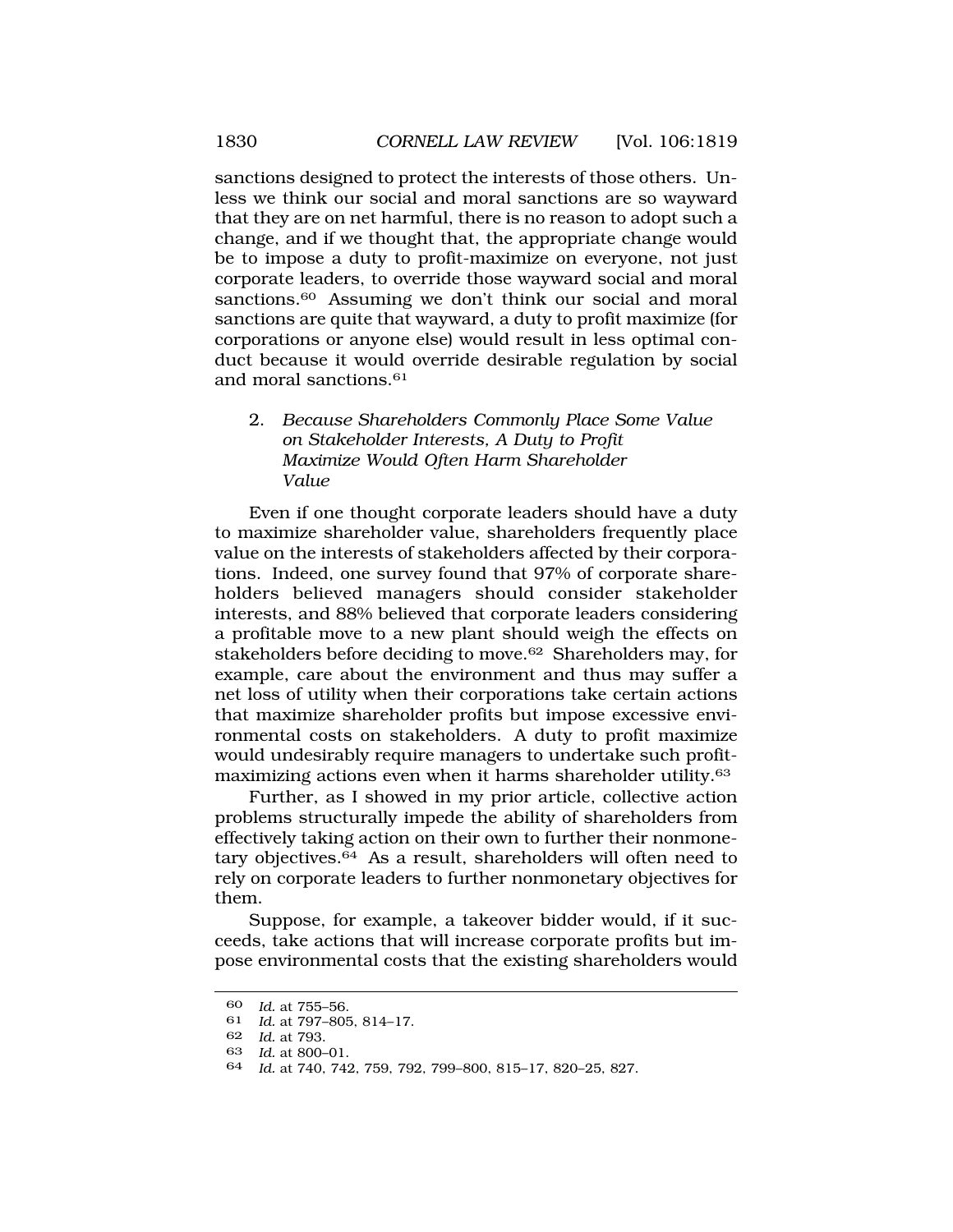sanctions designed to protect the interests of those others. Unless we think our social and moral sanctions are so wayward that they are on net harmful, there is no reason to adopt such a change, and if we thought that, the appropriate change would be to impose a duty to profit-maximize on everyone, not just corporate leaders, to override those wayward social and moral sanctions.[60] Assuming we don't think our social and moral sanctions are quite that wayward, a duty to profit maximize (for corporations or anyone else) would result in less optimal conduct because it would override desirable regulation by social and moral sanctions.[61]

### 2. *Because Shareholders Commonly Place Some Value on Stakeholder Interests, A Duty to Profit Maximize Would Often Harm Shareholder Value*

Even if one thought corporate leaders should have a duty to maximize shareholder value, shareholders frequently place value on the interests of stakeholders affected by their corporations. Indeed, one survey found that 97% of corporate shareholders believed managers should consider stakeholder interests, and 88% believed that corporate leaders considering a profitable move to a new plant should weigh the effects on stakeholders before deciding to move.[62] Shareholders may, for example, care about the environment and thus may suffer a net loss of utility when their corporations take certain actions that maximize shareholder profits but impose excessive environmental costs on stakeholders. A duty to profit maximize would undesirably require managers to undertake such profit-maximizing actions even when it harms shareholder utility.[63]

Further, as I showed in my prior article, collective action problems structurally impede the ability of shareholders from effectively taking action on their own to further their nonmonetary objectives.[64] As a result, shareholders will often need to rely on corporate leaders to further nonmonetary objectives for them.

Suppose, for example, a takeover bidder would, if it succeeds, take actions that will increase corporate profits but impose environmental costs that the existing shareholders would

---

60 *Id.* at 755–56.

61 *Id.* at 797–805, 814–17.

62 *Id.* at 793.

63 *Id.* at 800–01.

64 *Id.* at 740, 742, 759, 792, 799–800, 815–17, 820–25, 827.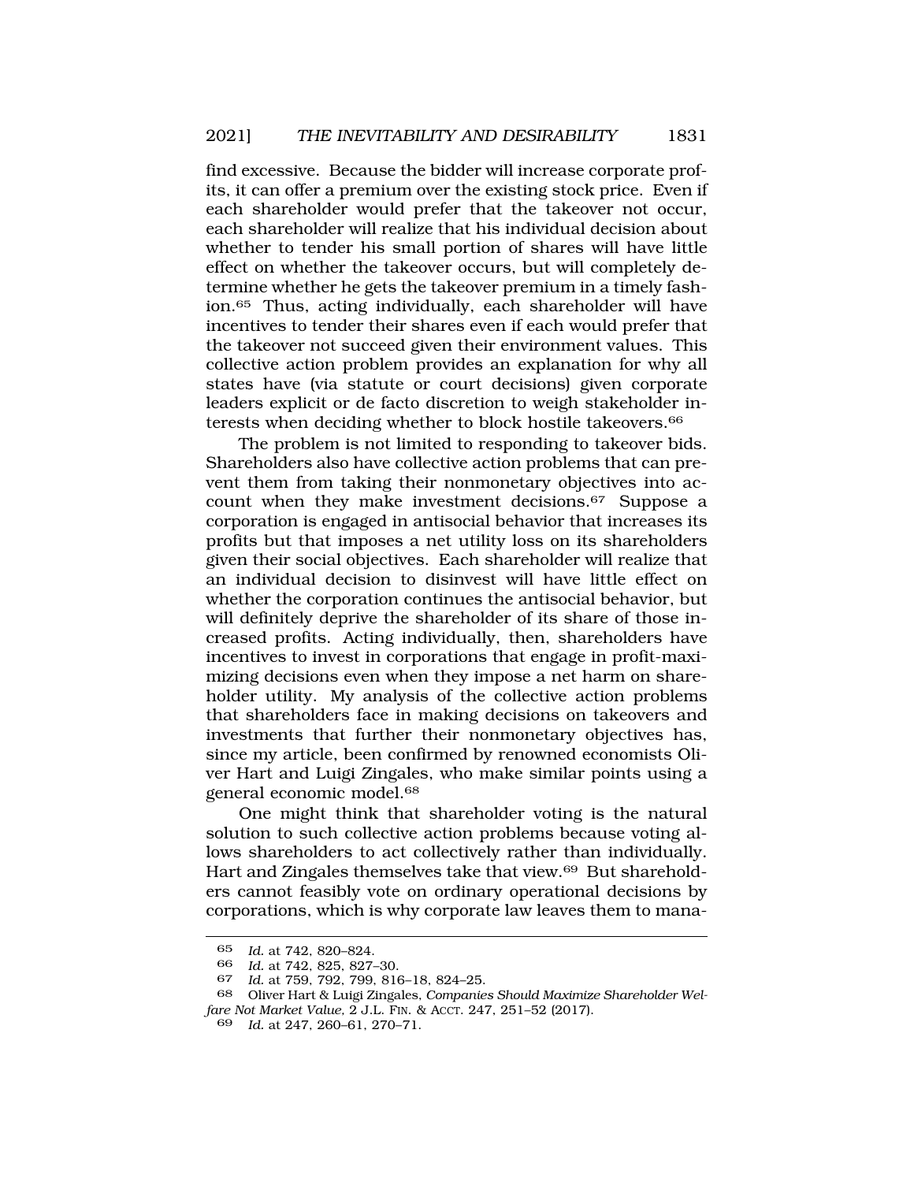find excessive. Because the bidder will increase corporate profits, it can offer a premium over the existing stock price. Even if each shareholder would prefer that the takeover not occur, each shareholder will realize that his individual decision about whether to tender his small portion of shares will have little effect on whether the takeover occurs, but will completely determine whether he gets the takeover premium in a timely fashion.[65] Thus, acting individually, each shareholder will have incentives to tender their shares even if each would prefer that the takeover not succeed given their environment values. This collective action problem provides an explanation for why all states have (via statute or court decisions) given corporate leaders explicit or de facto discretion to weigh stakeholder interests when deciding whether to block hostile takeovers.[66]

The problem is not limited to responding to takeover bids. Shareholders also have collective action problems that can prevent them from taking their nonmonetary objectives into account when they make investment decisions.[67] Suppose a corporation is engaged in antisocial behavior that increases its profits but that imposes a net utility loss on its shareholders given their social objectives. Each shareholder will realize that an individual decision to disinvest will have little effect on whether the corporation continues the antisocial behavior, but will definitely deprive the shareholder of its share of those increased profits. Acting individually, then, shareholders have incentives to invest in corporations that engage in profit-maximizing decisions even when they impose a net harm on shareholder utility. My analysis of the collective action problems that shareholders face in making decisions on takeovers and investments that further their nonmonetary objectives has, since my article, been confirmed by renowned economists Oliver Hart and Luigi Zingales, who make similar points using a general economic model.[68]

One might think that shareholder voting is the natural solution to such collective action problems because voting allows shareholders to act collectively rather than individually. Hart and Zingales themselves take that view.[69] But shareholders cannot feasibly vote on ordinary operational decisions by corporations, which is why corporate law leaves them to mana-

---

65 *Id.* at 742, 820–824.

66 *Id.* at 742, 825, 827–30.

67 *Id.* at 759, 792, 799, 816–18, 824–25.

68 Oliver Hart & Luigi Zingales, *Companies Should Maximize Shareholder Welfare Not Market Value*, 2 J.L. FIN. & ACCT. 247, 251–52 (2017).

69 *Id.* at 247, 260–61, 270–71.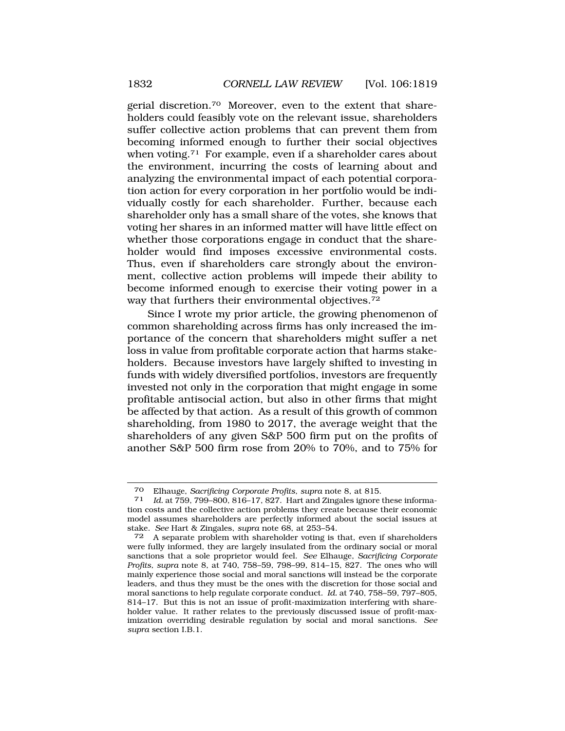gerial discretion.[70] Moreover, even to the extent that shareholders could feasibly vote on the relevant issue, shareholders suffer collective action problems that can prevent them from becoming informed enough to further their social objectives when voting.[71] For example, even if a shareholder cares about the environment, incurring the costs of learning about and analyzing the environmental impact of each potential corporation action for every corporation in her portfolio would be individually costly for each shareholder. Further, because each shareholder only has a small share of the votes, she knows that voting her shares in an informed matter will have little effect on whether those corporations engage in conduct that the shareholder would find imposes excessive environmental costs. Thus, even if shareholders care strongly about the environment, collective action problems will impede their ability to become informed enough to exercise their voting power in a way that furthers their environmental objectives.[72]

Since I wrote my prior article, the growing phenomenon of common shareholding across firms has only increased the importance of the concern that shareholders might suffer a net loss in value from profitable corporate action that harms stakeholders. Because investors have largely shifted to investing in funds with widely diversified portfolios, investors are frequently invested not only in the corporation that might engage in some profitable antisocial action, but also in other firms that might be affected by that action. As a result of this growth of common shareholding, from 1980 to 2017, the average weight that the shareholders of any given S&P 500 firm put on the profits of another S&P 500 firm rose from 20% to 70%, and to 75% for

---

70 Elhauge, *Sacrificing Corporate Profits*, *supra* note 8, at 815.

71 *Id.* at 759, 799–800, 816–17, 827. Hart and Zingales ignore these information costs and the collective action problems they create because their economic model assumes shareholders are perfectly informed about the social issues at stake. *See* Hart & Zingales, *supra* note 68, at 253–54.

72 A separate problem with shareholder voting is that, even if shareholders were fully informed, they are largely insulated from the ordinary social or moral sanctions that a sole proprietor would feel. *See* Elhauge, *Sacrificing Corporate Profits*, *supra* note 8, at 740, 758–59, 798–99, 814–15, 827. The ones who will mainly experience those social and moral sanctions will instead be the corporate leaders, and thus they must be the ones with the discretion for those social and moral sanctions to help regulate corporate conduct. *Id.* at 740, 758–59, 797–805, 814–17. But this is not an issue of profit-maximization interfering with shareholder value. It rather relates to the previously discussed issue of profit-maximization overriding desirable regulation by social and moral sanctions. *See supra* section I.B.1.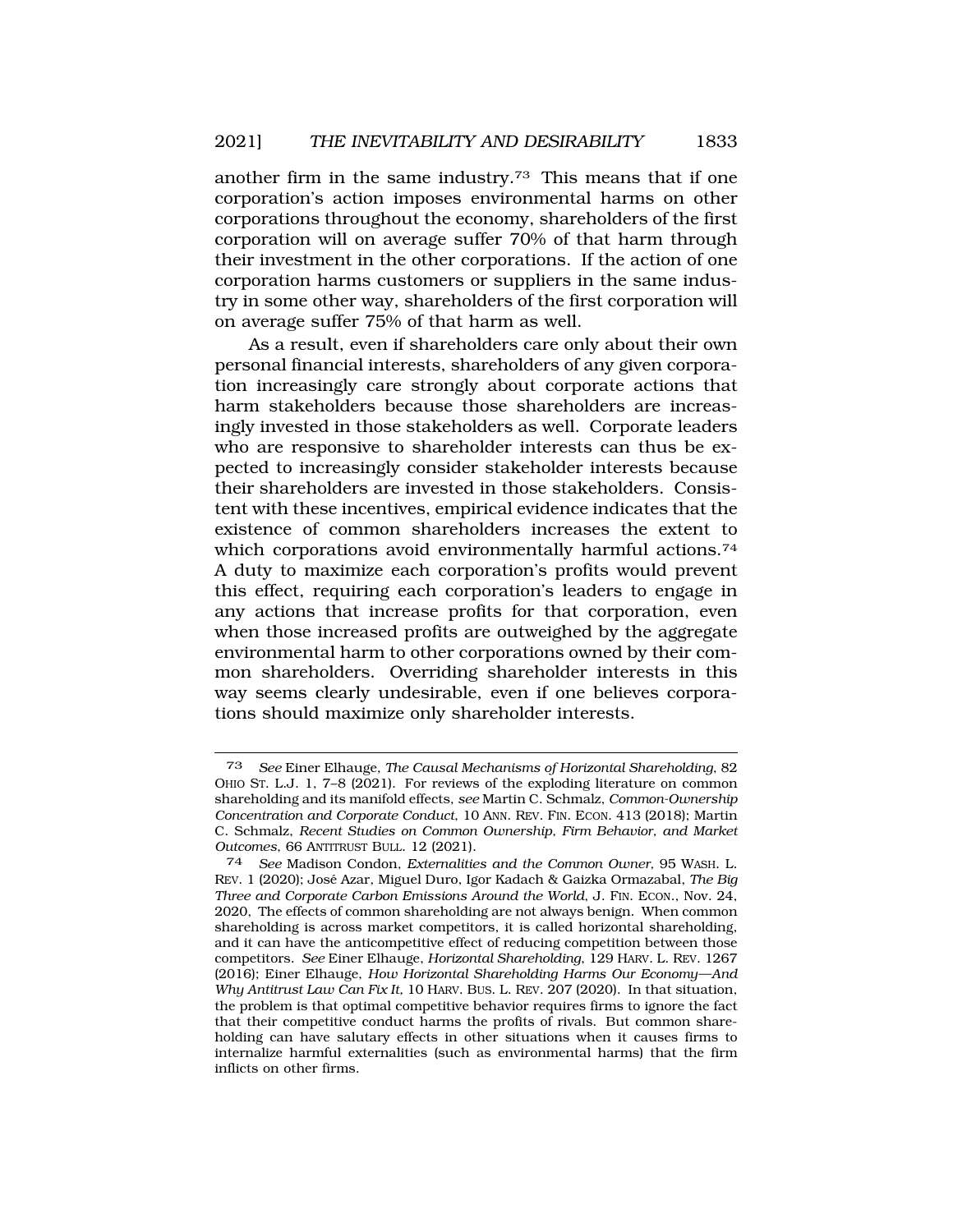another firm in the same industry.[73] This means that if one corporation's action imposes environmental harms on other corporations throughout the economy, shareholders of the first corporation will on average suffer 70% of that harm through their investment in the other corporations. If the action of one corporation harms customers or suppliers in the same industry in some other way, shareholders of the first corporation will on average suffer 75% of that harm as well.

As a result, even if shareholders care only about their own personal financial interests, shareholders of any given corporation increasingly care strongly about corporate actions that harm stakeholders because those shareholders are increasingly invested in those stakeholders as well. Corporate leaders who are responsive to shareholder interests can thus be expected to increasingly consider stakeholder interests because their shareholders are invested in those stakeholders. Consistent with these incentives, empirical evidence indicates that the existence of common shareholders increases the extent to which corporations avoid environmentally harmful actions.[74] A duty to maximize each corporation's profits would prevent this effect, requiring each corporation's leaders to engage in any actions that increase profits for that corporation, even when those increased profits are outweighed by the aggregate environmental harm to other corporations owned by their common shareholders. Overriding shareholder interests in this way seems clearly undesirable, even if one believes corporations should maximize only shareholder interests.

---

73 *See* Einer Elhauge, *The Causal Mechanisms of Horizontal Shareholding*, 82 OHIO ST. L.J. 1, 7–8 (2021). For reviews of the exploding literature on common shareholding and its manifold effects, *see* Martin C. Schmalz, *Common-Ownership Concentration and Corporate Conduct*, 10 ANN. REV. FIN. ECON. 413 (2018); Martin C. Schmalz, *Recent Studies on Common Ownership, Firm Behavior, and Market Outcomes*, 66 ANTITRUST BULL. 12 (2021).

74 *See* Madison Condon, *Externalities and the Common Owner*, 95 WASH. L. REV. 1 (2020); José Azar, Miguel Duro, Igor Kadach & Gaizka Ormazabal, *The Big Three and Corporate Carbon Emissions Around the World*, J. FIN. ECON., Nov. 24, 2020, The effects of common shareholding are not always benign. When common shareholding is across market competitors, it is called horizontal shareholding, and it can have the anticompetitive effect of reducing competition between those competitors. *See* Einer Elhauge, *Horizontal Shareholding*, 129 HARV. L. REV. 1267 (2016); Einer Elhauge, *How Horizontal Shareholding Harms Our Economy—And Why Antitrust Law Can Fix It*, 10 HARV. BUS. L. REV. 207 (2020). In that situation, the problem is that optimal competitive behavior requires firms to ignore the fact that their competitive conduct harms the profits of rivals. But common shareholding can have salutary effects in other situations when it causes firms to internalize harmful externalities (such as environmental harms) that the firm inflicts on other firms.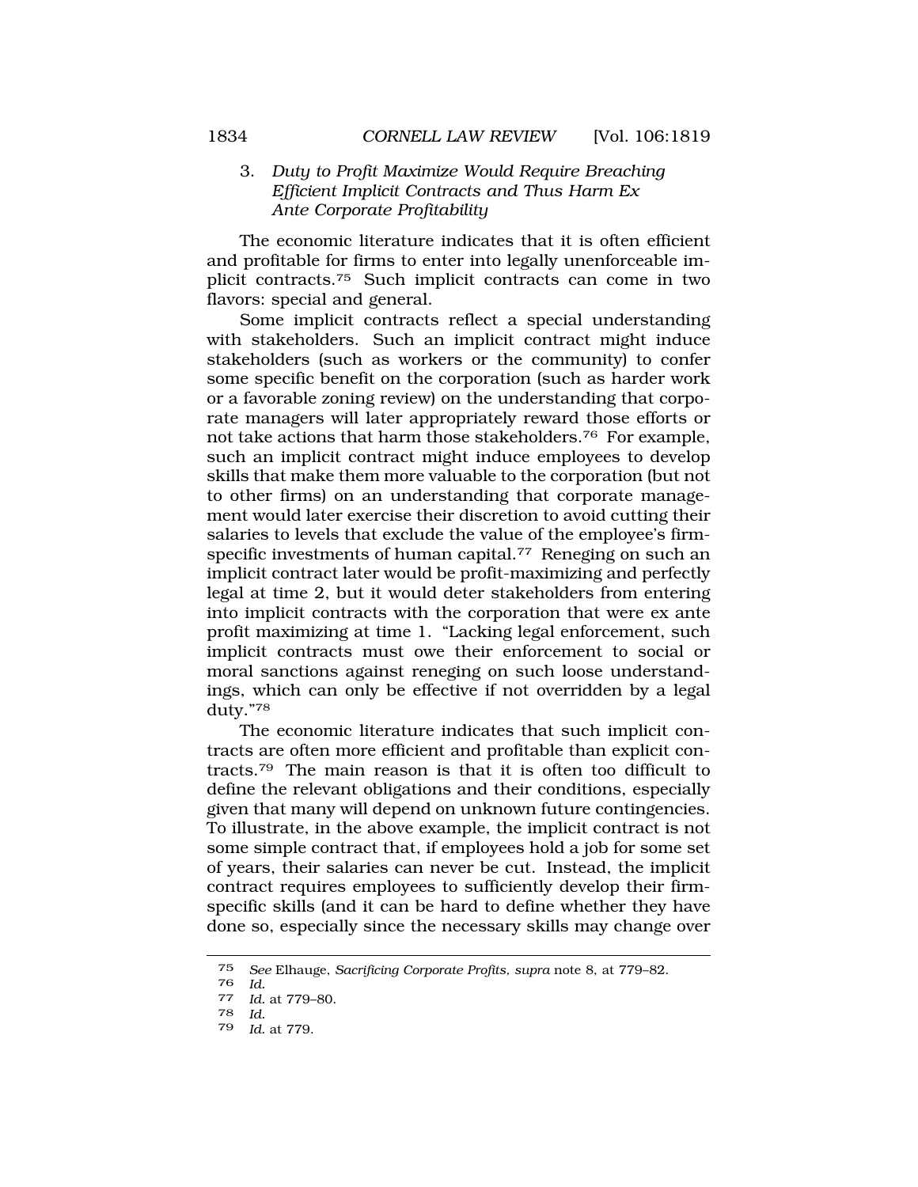### 3. *Duty to Profit Maximize Would Require Breaching Efficient Implicit Contracts and Thus Harm Ex Ante Corporate Profitability*

The economic literature indicates that it is often efficient and profitable for firms to enter into legally unenforceable implicit contracts.[75] Such implicit contracts can come in two flavors: special and general.

Some implicit contracts reflect a special understanding with stakeholders. Such an implicit contract might induce stakeholders (such as workers or the community) to confer some specific benefit on the corporation (such as harder work or a favorable zoning review) on the understanding that corporate managers will later appropriately reward those efforts or not take actions that harm those stakeholders.[76] For example, such an implicit contract might induce employees to develop skills that make them more valuable to the corporation (but not to other firms) on an understanding that corporate management would later exercise their discretion to avoid cutting their salaries to levels that exclude the value of the employee's firm-specific investments of human capital.[77] Reneging on such an implicit contract later would be profit-maximizing and perfectly legal at time 2, but it would deter stakeholders from entering into implicit contracts with the corporation that were ex ante profit maximizing at time 1. "Lacking legal enforcement, such implicit contracts must owe their enforcement to social or moral sanctions against reneging on such loose understandings, which can only be effective if not overridden by a legal duty."[78]

The economic literature indicates that such implicit contracts are often more efficient and profitable than explicit contracts.[79] The main reason is that it is often too difficult to define the relevant obligations and their conditions, especially given that many will depend on unknown future contingencies. To illustrate, in the above example, the implicit contract is not some simple contract that, if employees hold a job for some set of years, their salaries can never be cut. Instead, the implicit contract requires employees to sufficiently develop their firm-specific skills (and it can be hard to define whether they have done so, especially since the necessary skills may change over

---

75 *See* Elhauge, *Sacrificing Corporate Profits*, *supra* note 8, at 779–82.

76 *Id.*

77 *Id.* at 779–80.

78 *Id.*

79 *Id.* at 779.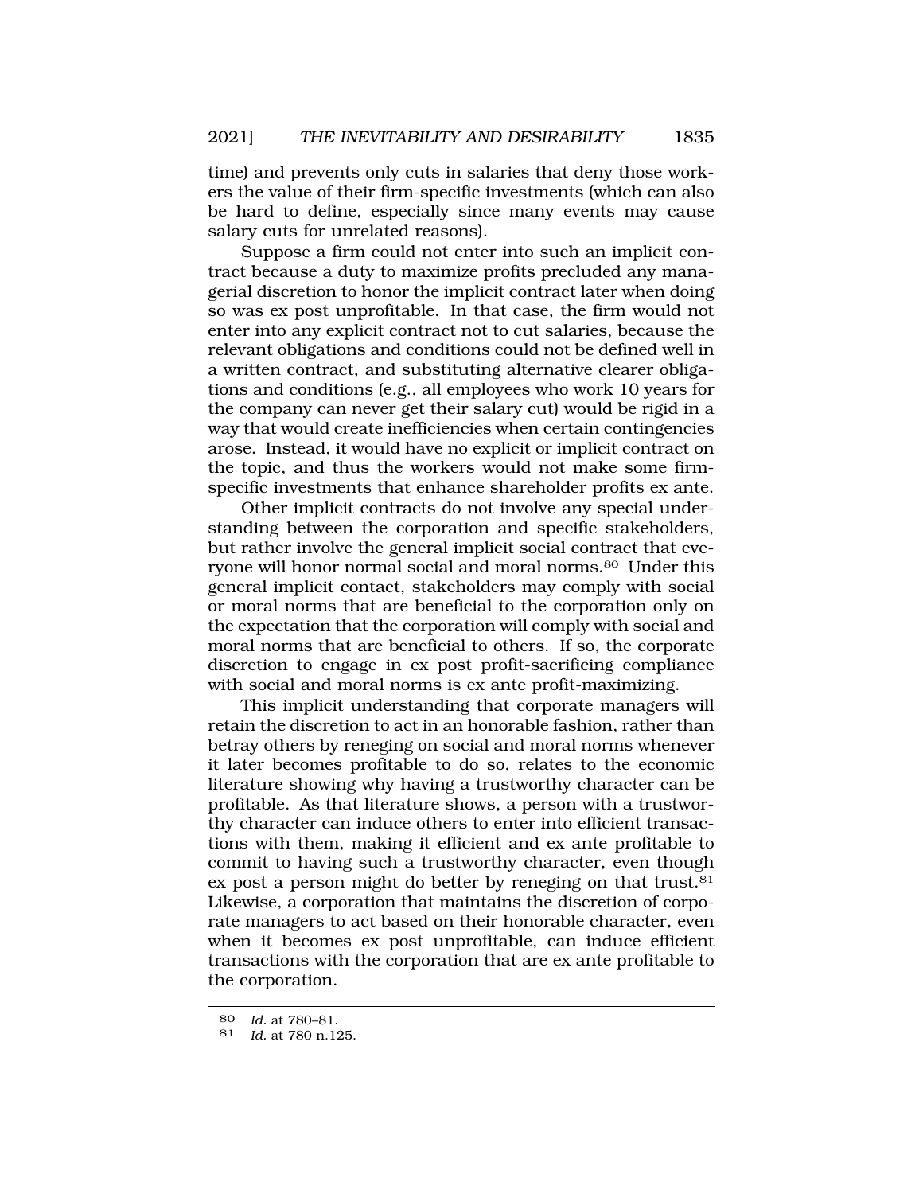time) and prevents only cuts in salaries that deny those workers the value of their firm-specific investments (which can also be hard to define, especially since many events may cause salary cuts for unrelated reasons).

Suppose a firm could not enter into such an implicit contract because a duty to maximize profits precluded any managerial discretion to honor the implicit contract later when doing so was ex post unprofitable. In that case, the firm would not enter into any explicit contract not to cut salaries, because the relevant obligations and conditions could not be defined well in a written contract, and substituting alternative clearer obligations and conditions (e.g., all employees who work 10 years for the company can never get their salary cut) would be rigid in a way that would create inefficiencies when certain contingencies arose. Instead, it would have no explicit or implicit contract on the topic, and thus the workers would not make some firm-specific investments that enhance shareholder profits ex ante.

Other implicit contracts do not involve any special understanding between the corporation and specific stakeholders, but rather involve the general implicit social contract that everyone will honor normal social and moral norms.[80] Under this general implicit contact, stakeholders may comply with social or moral norms that are beneficial to the corporation only on the expectation that the corporation will comply with social and moral norms that are beneficial to others. If so, the corporate discretion to engage in ex post profit-sacrificing compliance with social and moral norms is ex ante profit-maximizing.

This implicit understanding that corporate managers will retain the discretion to act in an honorable fashion, rather than betray others by reneging on social and moral norms whenever it later becomes profitable to do so, relates to the economic literature showing why having a trustworthy character can be profitable. As that literature shows, a person with a trustworthy character can induce others to enter into efficient transactions with them, making it efficient and ex ante profitable to commit to having such a trustworthy character, even though ex post a person might do better by reneging on that trust.[81] Likewise, a corporation that maintains the discretion of corporate managers to act based on their honorable character, even when it becomes ex post unprofitable, can induce efficient transactions with the corporation that are ex ante profitable to the corporation.

80 *Id.* at 780–81.

81 *Id.* at 780 n.125.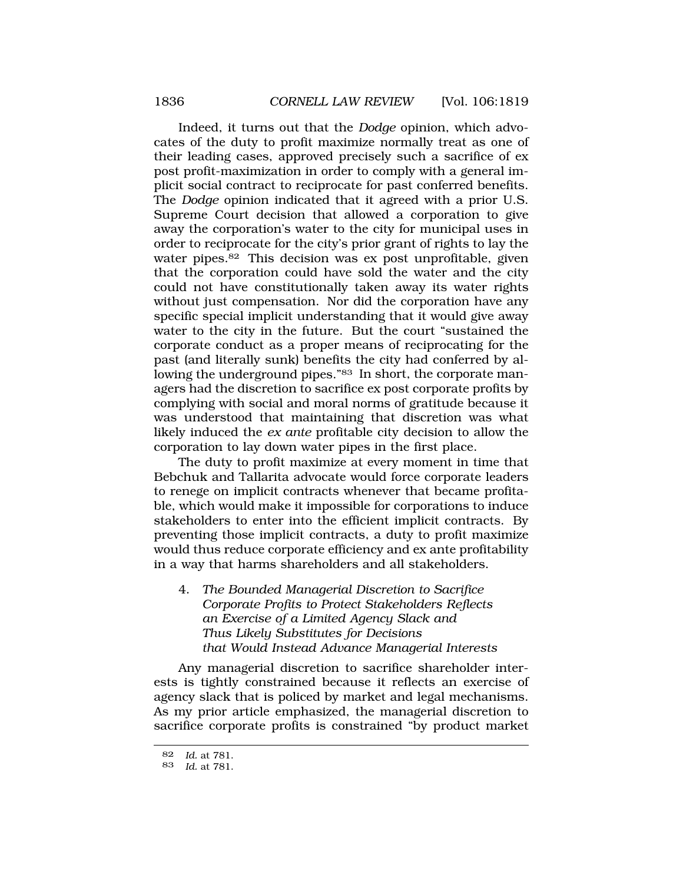Indeed, it turns out that the *Dodge* opinion, which advocates of the duty to profit maximize normally treat as one of their leading cases, approved precisely such a sacrifice of ex post profit-maximization in order to comply with a general implicit social contract to reciprocate for past conferred benefits. The *Dodge* opinion indicated that it agreed with a prior U.S. Supreme Court decision that allowed a corporation to give away the corporation's water to the city for municipal uses in order to reciprocate for the city's prior grant of rights to lay the water pipes.[82] This decision was ex post unprofitable, given that the corporation could have sold the water and the city could not have constitutionally taken away its water rights without just compensation. Nor did the corporation have any specific special implicit understanding that it would give away water to the city in the future. But the court "sustained the corporate conduct as a proper means of reciprocating for the past (and literally sunk) benefits the city had conferred by allowing the underground pipes."[83] In short, the corporate managers had the discretion to sacrifice ex post corporate profits by complying with social and moral norms of gratitude because it was understood that maintaining that discretion was what likely induced the *ex ante* profitable city decision to allow the corporation to lay down water pipes in the first place.

The duty to profit maximize at every moment in time that Bebchuk and Tallarita advocate would force corporate leaders to renege on implicit contracts whenever that became profitable, which would make it impossible for corporations to induce stakeholders to enter into the efficient implicit contracts. By preventing those implicit contracts, a duty to profit maximize would thus reduce corporate efficiency and ex ante profitability in a way that harms shareholders and all stakeholders.

#### 4. *The Bounded Managerial Discretion to Sacrifice Corporate Profits to Protect Stakeholders Reflects an Exercise of a Limited Agency Slack and Thus Likely Substitutes for Decisions that Would Instead Advance Managerial Interests*

Any managerial discretion to sacrifice shareholder interests is tightly constrained because it reflects an exercise of agency slack that is policed by market and legal mechanisms. As my prior article emphasized, the managerial discretion to sacrifice corporate profits is constrained "by product market

---

82 *Id.* at 781.

83 *Id.* at 781.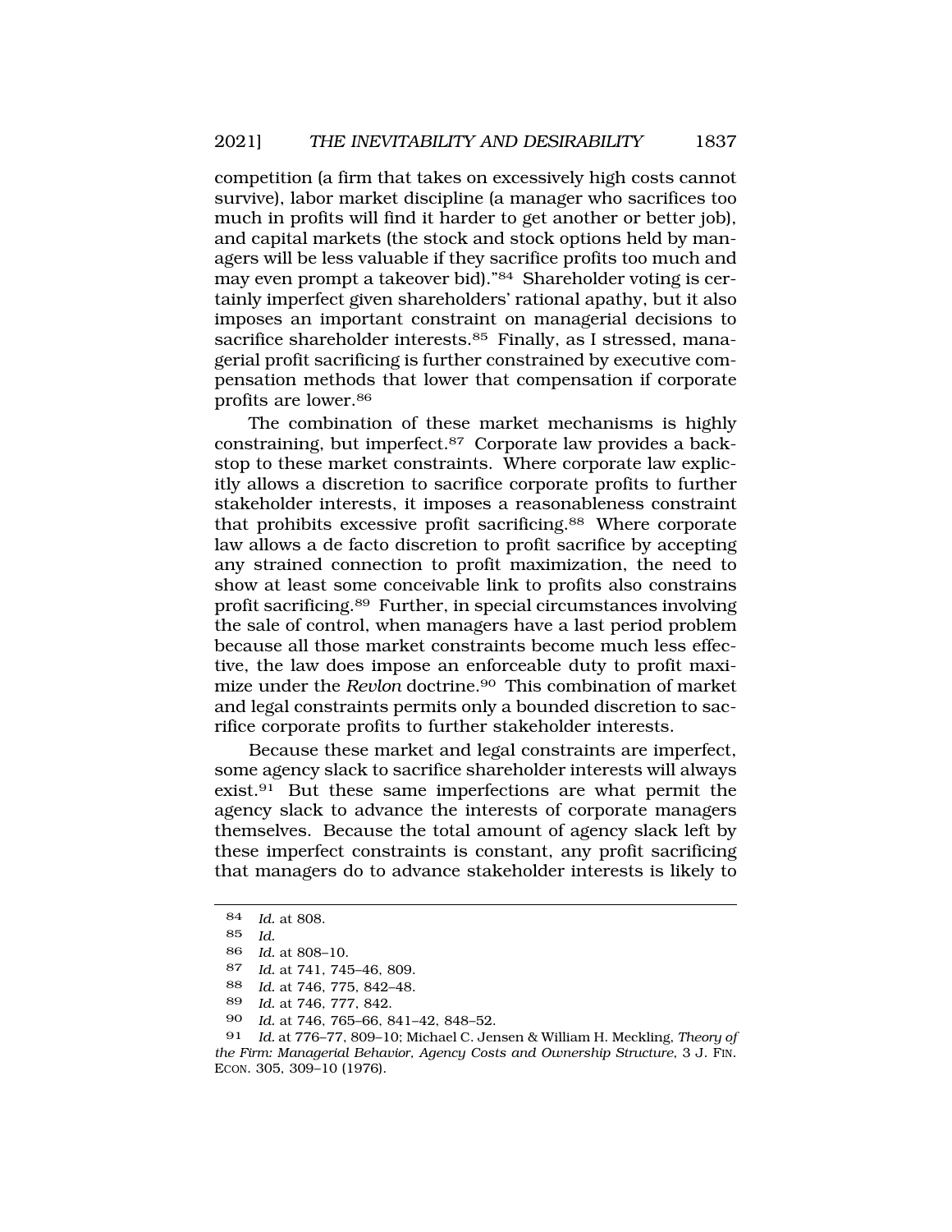competition (a firm that takes on excessively high costs cannot survive), labor market discipline (a manager who sacrifices too much in profits will find it harder to get another or better job), and capital markets (the stock and stock options held by managers will be less valuable if they sacrifice profits too much and may even prompt a takeover bid)."[84] Shareholder voting is certainly imperfect given shareholders' rational apathy, but it also imposes an important constraint on managerial decisions to sacrifice shareholder interests.[85] Finally, as I stressed, managerial profit sacrificing is further constrained by executive compensation methods that lower that compensation if corporate profits are lower.[86]

The combination of these market mechanisms is highly constraining, but imperfect.[87] Corporate law provides a backstop to these market constraints. Where corporate law explicitly allows a discretion to sacrifice corporate profits to further stakeholder interests, it imposes a reasonableness constraint that prohibits excessive profit sacrificing.[88] Where corporate law allows a de facto discretion to profit sacrifice by accepting any strained connection to profit maximization, the need to show at least some conceivable link to profits also constrains profit sacrificing.[89] Further, in special circumstances involving the sale of control, when managers have a last period problem because all those market constraints become much less effective, the law does impose an enforceable duty to profit maximize under the *Revlon* doctrine.[90] This combination of market and legal constraints permits only a bounded discretion to sacrifice corporate profits to further stakeholder interests.

Because these market and legal constraints are imperfect, some agency slack to sacrifice shareholder interests will always exist.[91] But these same imperfections are what permit the agency slack to advance the interests of corporate managers themselves. Because the total amount of agency slack left by these imperfect constraints is constant, any profit sacrificing that managers do to advance stakeholder interests is likely to

---

84 *Id.* at 808.

85 *Id.*

86 *Id.* at 808–10.

87 *Id.* at 741, 745–46, 809.

88 *Id.* at 746, 775, 842–48.

89 *Id.* at 746, 777, 842.

90 *Id.* at 746, 765–66, 841–42, 848–52.

91 *Id.* at 776–77, 809–10; Michael C. Jensen & William H. Meckling, *Theory of the Firm: Managerial Behavior, Agency Costs and Ownership Structure*, 3 J. FIN. ECON. 305, 309–10 (1976).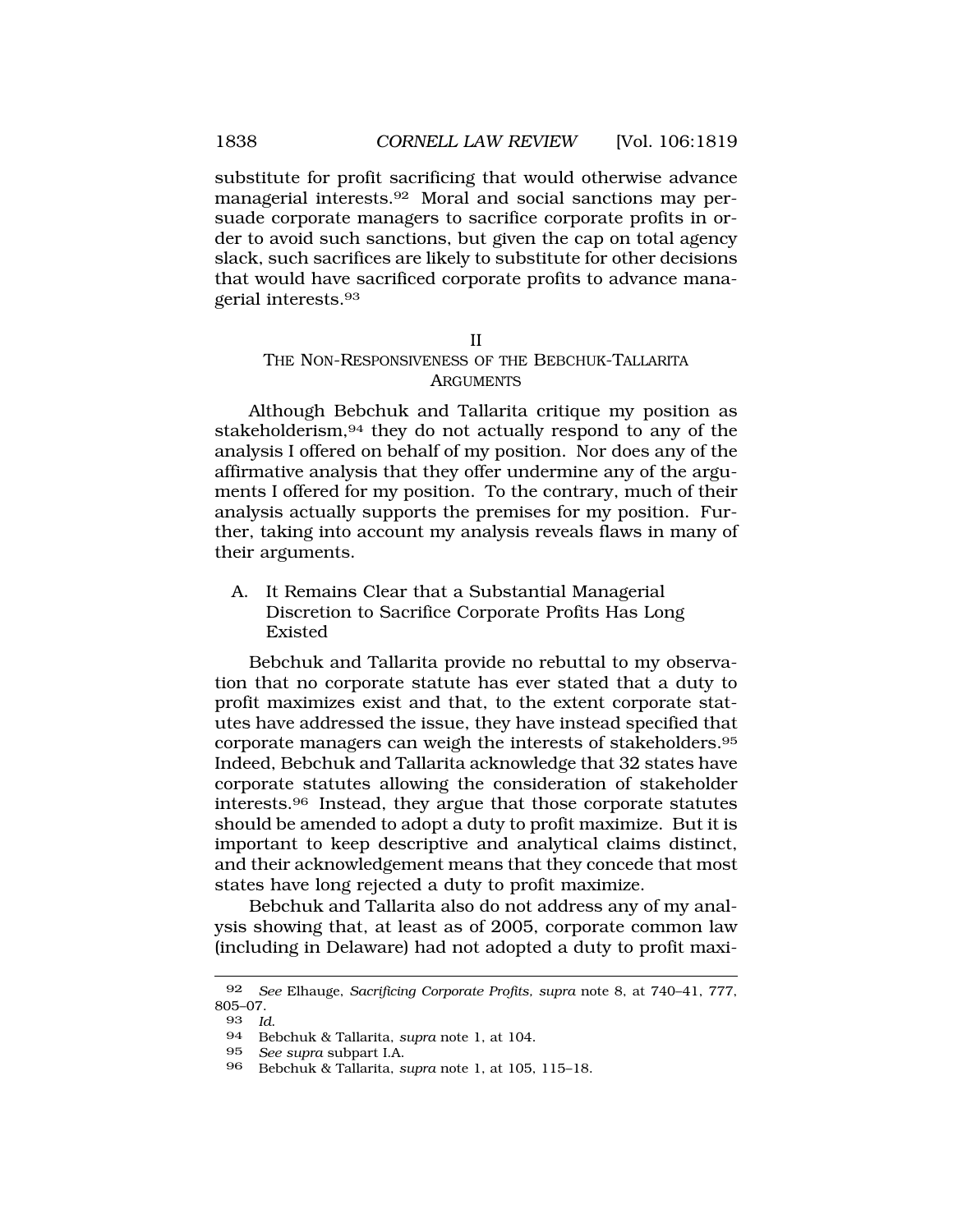substitute for profit sacrificing that would otherwise advance managerial interests.[92] Moral and social sanctions may persuade corporate managers to sacrifice corporate profits in order to avoid such sanctions, but given the cap on total agency slack, such sacrifices are likely to substitute for other decisions that would have sacrificed corporate profits to advance managerial interests.[93]

## II
## THE NON-RESPONSIVENESS OF THE BEBCHUK-TALLARITA ARGUMENTS

Although Bebchuk and Tallarita critique my position as stakeholderism,[94] they do not actually respond to any of the analysis I offered on behalf of my position. Nor does any of the affirmative analysis that they offer undermine any of the arguments I offered for my position. To the contrary, much of their analysis actually supports the premises for my position. Further, taking into account my analysis reveals flaws in many of their arguments.

### A. It Remains Clear that a Substantial Managerial Discretion to Sacrifice Corporate Profits Has Long Existed

Bebchuk and Tallarita provide no rebuttal to my observation that no corporate statute has ever stated that a duty to profit maximizes exist and that, to the extent corporate statutes have addressed the issue, they have instead specified that corporate managers can weigh the interests of stakeholders.[95] Indeed, Bebchuk and Tallarita acknowledge that 32 states have corporate statutes allowing the consideration of stakeholder interests.[96] Instead, they argue that those corporate statutes should be amended to adopt a duty to profit maximize. But it is important to keep descriptive and analytical claims distinct, and their acknowledgement means that they concede that most states have long rejected a duty to profit maximize.

Bebchuk and Tallarita also do not address any of my analysis showing that, at least as of 2005, corporate common law (including in Delaware) had not adopted a duty to profit maxi-

---

92 *See* Elhauge, *Sacrificing Corporate Profits*, *supra* note 8, at 740–41, 777, 805–07.

93 *Id.*

94 Bebchuk & Tallarita, *supra* note 1, at 104.

95 *See supra* subpart I.A.

96 Bebchuk & Tallarita, *supra* note 1, at 105, 115–18.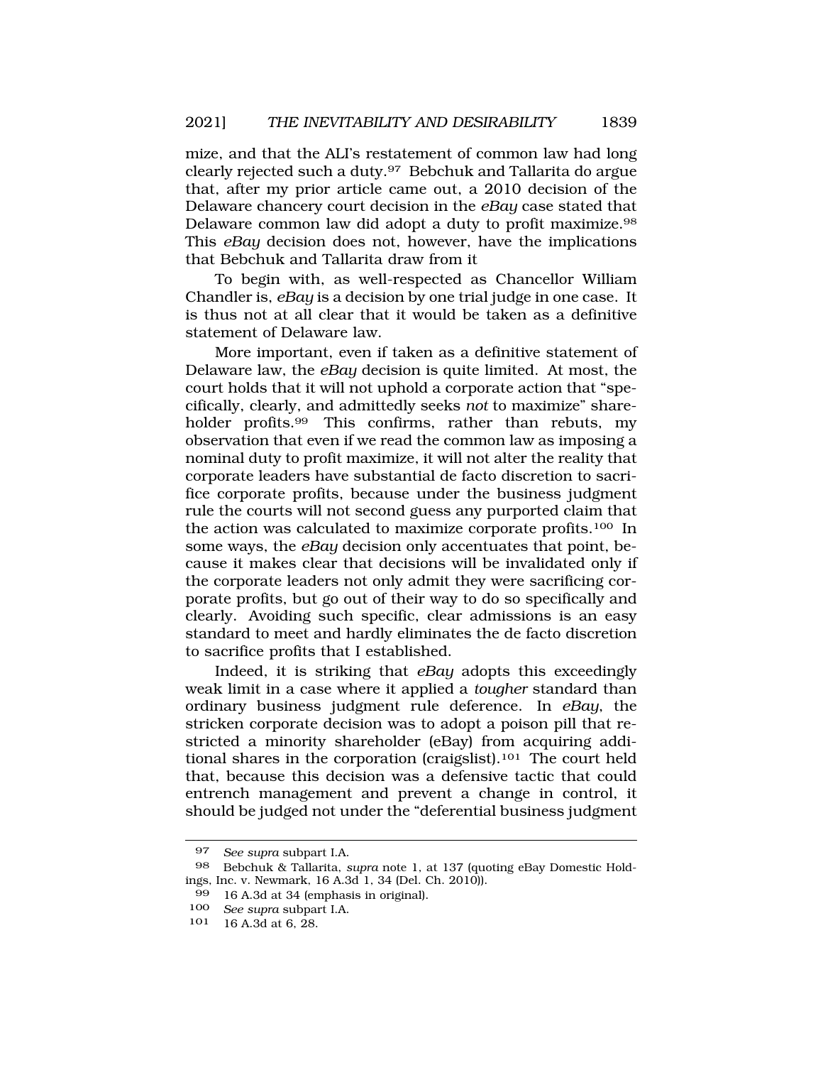mize, and that the ALI's restatement of common law had long clearly rejected such a duty.[97] Bebchuk and Tallarita do argue that, after my prior article came out, a 2010 decision of the Delaware chancery court decision in the *eBay* case stated that Delaware common law did adopt a duty to profit maximize.[98] This *eBay* decision does not, however, have the implications that Bebchuk and Tallarita draw from it

To begin with, as well-respected as Chancellor William Chandler is, *eBay* is a decision by one trial judge in one case. It is thus not at all clear that it would be taken as a definitive statement of Delaware law.

More important, even if taken as a definitive statement of Delaware law, the *eBay* decision is quite limited. At most, the court holds that it will not uphold a corporate action that "specifically, clearly, and admittedly seeks *not* to maximize" shareholder profits.[99] This confirms, rather than rebuts, my observation that even if we read the common law as imposing a nominal duty to profit maximize, it will not alter the reality that corporate leaders have substantial de facto discretion to sacrifice corporate profits, because under the business judgment rule the courts will not second guess any purported claim that the action was calculated to maximize corporate profits.[100] In some ways, the *eBay* decision only accentuates that point, because it makes clear that decisions will be invalidated only if the corporate leaders not only admit they were sacrificing corporate profits, but go out of their way to do so specifically and clearly. Avoiding such specific, clear admissions is an easy standard to meet and hardly eliminates the de facto discretion to sacrifice profits that I established.

Indeed, it is striking that *eBay* adopts this exceedingly weak limit in a case where it applied a *tougher* standard than ordinary business judgment rule deference. In *eBay*, the stricken corporate decision was to adopt a poison pill that restricted a minority shareholder (eBay) from acquiring additional shares in the corporation (craigslist).[101] The court held that, because this decision was a defensive tactic that could entrench management and prevent a change in control, it should be judged not under the "deferential business judgment

---

97 *See supra* subpart I.A.

98 Bebchuk & Tallarita, *supra* note 1, at 137 (quoting eBay Domestic Holdings, Inc. v. Newmark, 16 A.3d 1, 34 (Del. Ch. 2010)).

99 16 A.3d at 34 (emphasis in original).

100 *See supra* subpart I.A.

101 16 A.3d at 6, 28.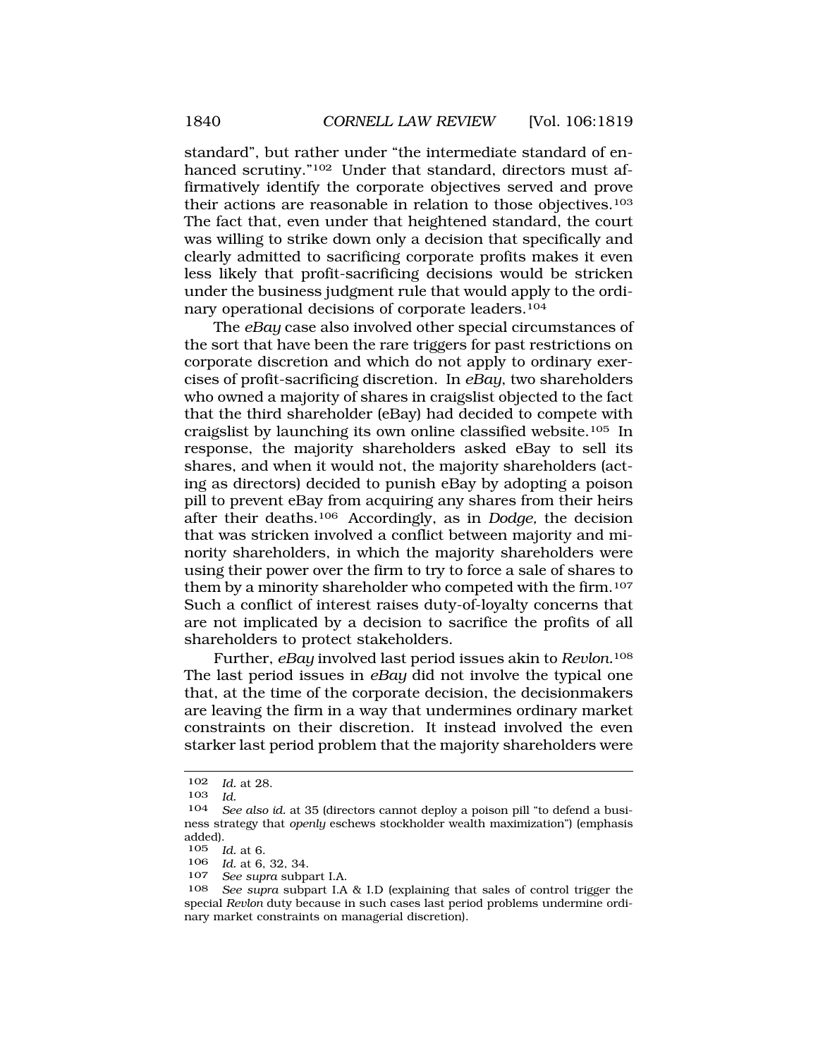standard", but rather under "the intermediate standard of enhanced scrutiny."[102] Under that standard, directors must affirmatively identify the corporate objectives served and prove their actions are reasonable in relation to those objectives.[103] The fact that, even under that heightened standard, the court was willing to strike down only a decision that specifically and clearly admitted to sacrificing corporate profits makes it even less likely that profit-sacrificing decisions would be stricken under the business judgment rule that would apply to the ordinary operational decisions of corporate leaders.[104]

The *eBay* case also involved other special circumstances of the sort that have been the rare triggers for past restrictions on corporate discretion and which do not apply to ordinary exercises of profit-sacrificing discretion. In *eBay*, two shareholders who owned a majority of shares in craigslist objected to the fact that the third shareholder (eBay) had decided to compete with craigslist by launching its own online classified website.[105] In response, the majority shareholders asked eBay to sell its shares, and when it would not, the majority shareholders (acting as directors) decided to punish eBay by adopting a poison pill to prevent eBay from acquiring any shares from their heirs after their deaths.[106] Accordingly, as in *Dodge,* the decision that was stricken involved a conflict between majority and minority shareholders, in which the majority shareholders were using their power over the firm to try to force a sale of shares to them by a minority shareholder who competed with the firm.[107] Such a conflict of interest raises duty-of-loyalty concerns that are not implicated by a decision to sacrifice the profits of all shareholders to protect stakeholders.

Further, *eBay* involved last period issues akin to *Revlon.*[108] The last period issues in *eBay* did not involve the typical one that, at the time of the corporate decision, the decisionmakers are leaving the firm in a way that undermines ordinary market constraints on their discretion. It instead involved the even starker last period problem that the majority shareholders were

---

102 *Id.* at 28.

103 *Id.*

104 *See also id.* at 35 (directors cannot deploy a poison pill "to defend a business strategy that *openly* eschews stockholder wealth maximization") (emphasis added).

105 *Id.* at 6.

106 *Id.* at 6, 32, 34.

107 *See supra* subpart I.A.

108 *See supra* subpart I.A & I.D (explaining that sales of control trigger the special *Revlon* duty because in such cases last period problems undermine ordinary market constraints on managerial discretion).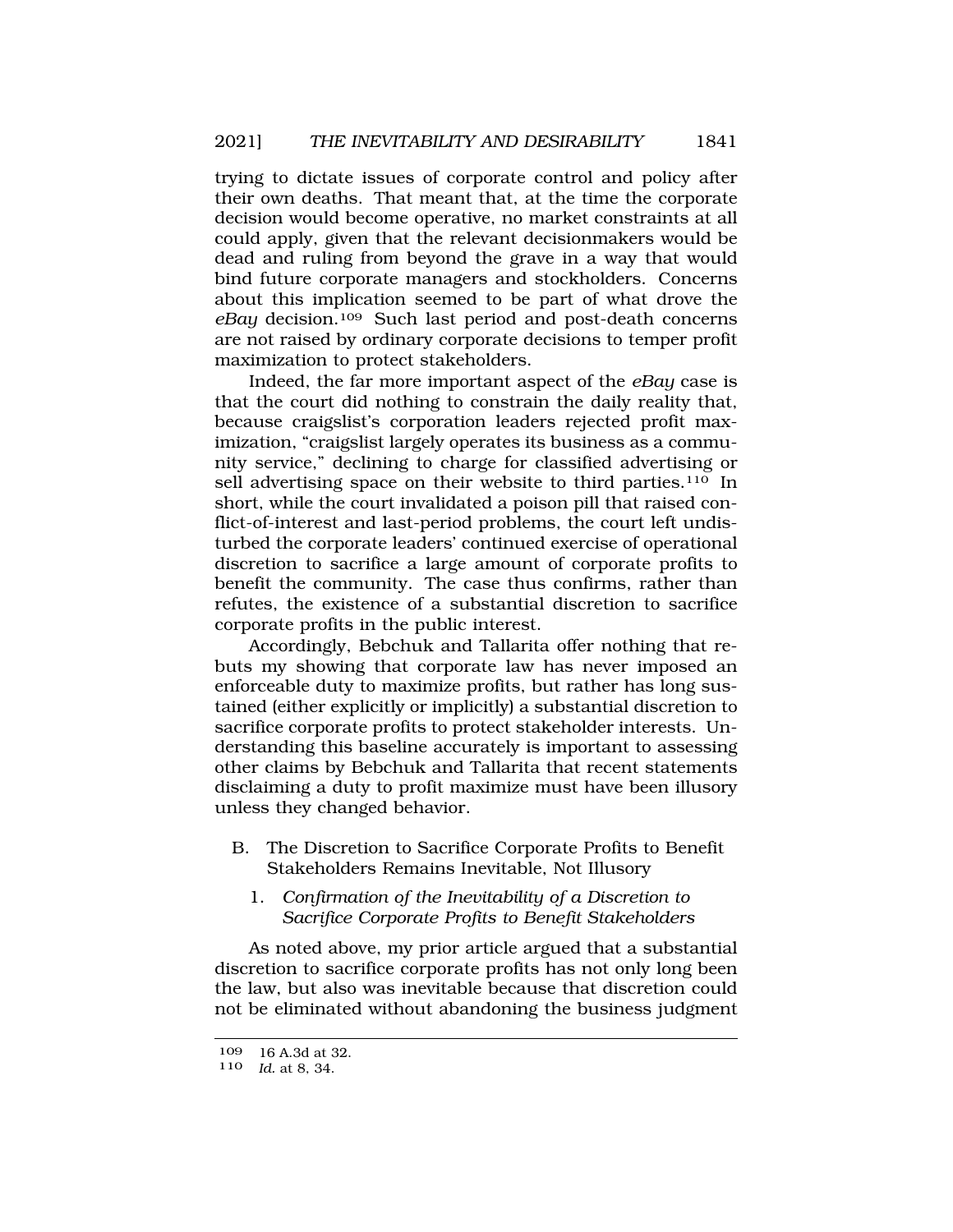trying to dictate issues of corporate control and policy after their own deaths. That meant that, at the time the corporate decision would become operative, no market constraints at all could apply, given that the relevant decisionmakers would be dead and ruling from beyond the grave in a way that would bind future corporate managers and stockholders. Concerns about this implication seemed to be part of what drove the *eBay* decision.[109] Such last period and post-death concerns are not raised by ordinary corporate decisions to temper profit maximization to protect stakeholders.

Indeed, the far more important aspect of the *eBay* case is that the court did nothing to constrain the daily reality that, because craigslist's corporation leaders rejected profit maximization, "craigslist largely operates its business as a community service," declining to charge for classified advertising or sell advertising space on their website to third parties.[110] In short, while the court invalidated a poison pill that raised conflict-of-interest and last-period problems, the court left undisturbed the corporate leaders' continued exercise of operational discretion to sacrifice a large amount of corporate profits to benefit the community. The case thus confirms, rather than refutes, the existence of a substantial discretion to sacrifice corporate profits in the public interest.

Accordingly, Bebchuk and Tallarita offer nothing that rebuts my showing that corporate law has never imposed an enforceable duty to maximize profits, but rather has long sustained (either explicitly or implicitly) a substantial discretion to sacrifice corporate profits to protect stakeholder interests. Understanding this baseline accurately is important to assessing other claims by Bebchuk and Tallarita that recent statements disclaiming a duty to profit maximize must have been illusory unless they changed behavior.

## B. The Discretion to Sacrifice Corporate Profits to Benefit Stakeholders Remains Inevitable, Not Illusory

### 1. *Confirmation of the Inevitability of a Discretion to Sacrifice Corporate Profits to Benefit Stakeholders*

As noted above, my prior article argued that a substantial discretion to sacrifice corporate profits has not only long been the law, but also was inevitable because that discretion could not be eliminated without abandoning the business judgment

---

[109] 16 A.3d at 32.

[110] *Id.* at 8, 34.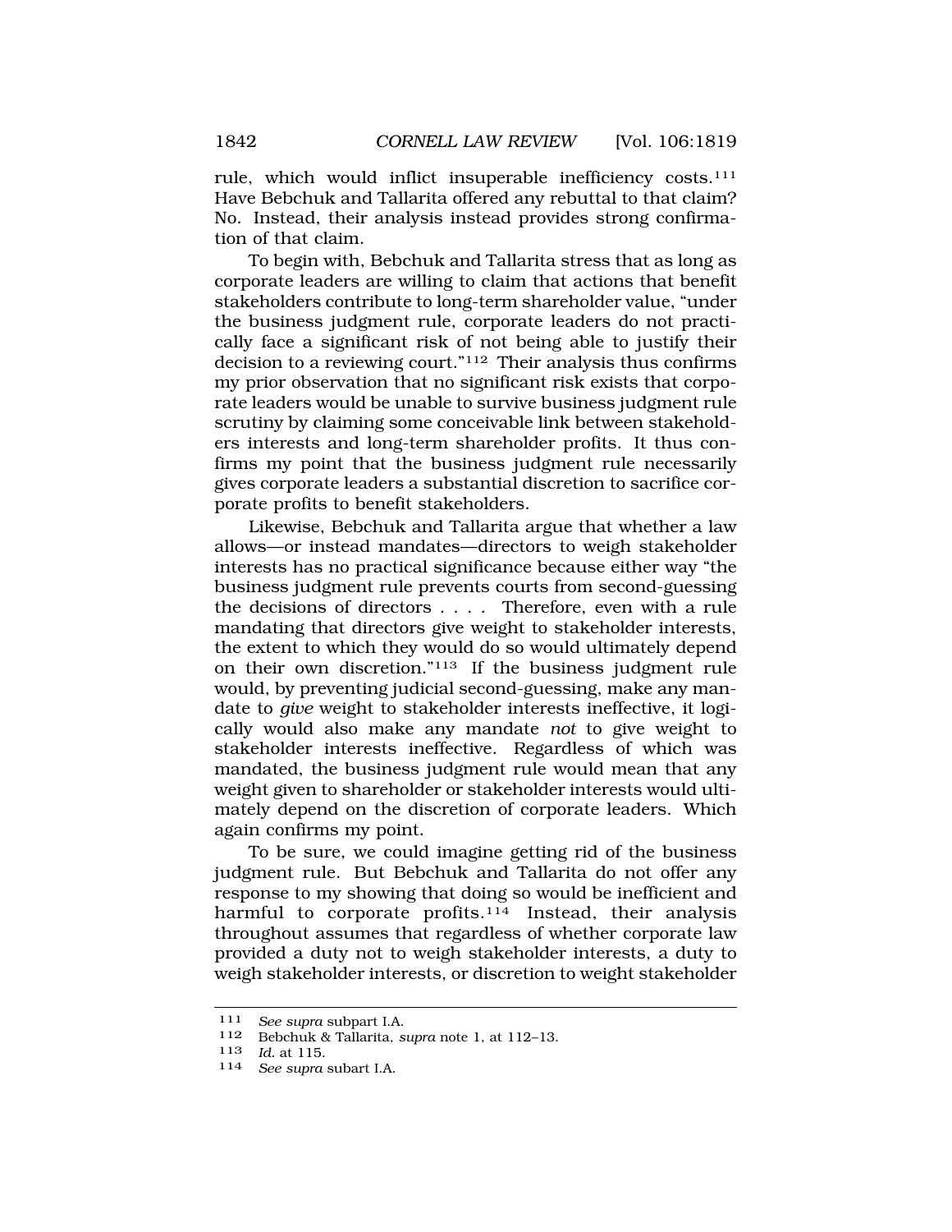rule, which would inflict insuperable inefficiency costs.[111] Have Bebchuk and Tallarita offered any rebuttal to that claim? No. Instead, their analysis instead provides strong confirmation of that claim.

To begin with, Bebchuk and Tallarita stress that as long as corporate leaders are willing to claim that actions that benefit stakeholders contribute to long-term shareholder value, "under the business judgment rule, corporate leaders do not practically face a significant risk of not being able to justify their decision to a reviewing court."[112] Their analysis thus confirms my prior observation that no significant risk exists that corporate leaders would be unable to survive business judgment rule scrutiny by claiming some conceivable link between stakeholders interests and long-term shareholder profits. It thus confirms my point that the business judgment rule necessarily gives corporate leaders a substantial discretion to sacrifice corporate profits to benefit stakeholders.

Likewise, Bebchuk and Tallarita argue that whether a law allows—or instead mandates—directors to weigh stakeholder interests has no practical significance because either way "the business judgment rule prevents courts from second-guessing the decisions of directors . . . . Therefore, even with a rule mandating that directors give weight to stakeholder interests, the extent to which they would do so would ultimately depend on their own discretion."[113] If the business judgment rule would, by preventing judicial second-guessing, make any mandate to *give* weight to stakeholder interests ineffective, it logically would also make any mandate *not* to give weight to stakeholder interests ineffective. Regardless of which was mandated, the business judgment rule would mean that any weight given to shareholder or stakeholder interests would ultimately depend on the discretion of corporate leaders. Which again confirms my point.

To be sure, we could imagine getting rid of the business judgment rule. But Bebchuk and Tallarita do not offer any response to my showing that doing so would be inefficient and harmful to corporate profits.[114] Instead, their analysis throughout assumes that regardless of whether corporate law provided a duty not to weigh stakeholder interests, a duty to weigh stakeholder interests, or discretion to weight stakeholder

---

[111] *See supra* subpart I.A.

[112] Bebchuk & Tallarita, *supra* note 1, at 112–13.

[113] *Id.* at 115.

[114] *See supra* subart I.A.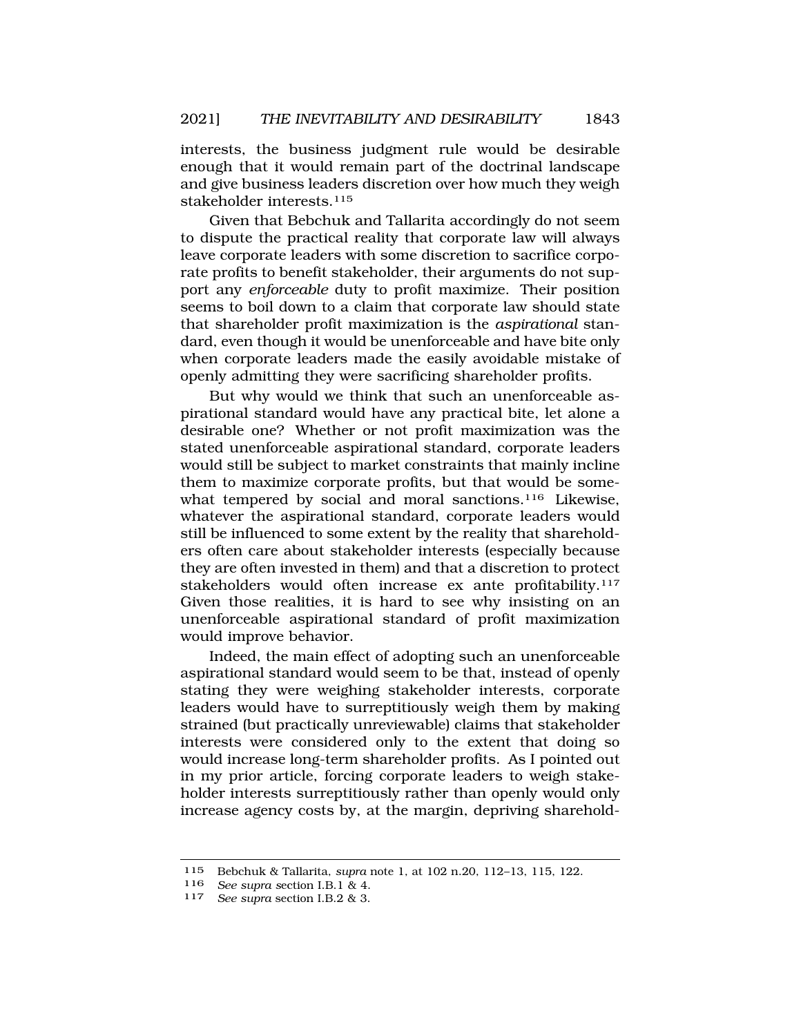interests, the business judgment rule would be desirable enough that it would remain part of the doctrinal landscape and give business leaders discretion over how much they weigh stakeholder interests.[115]

Given that Bebchuk and Tallarita accordingly do not seem to dispute the practical reality that corporate law will always leave corporate leaders with some discretion to sacrifice corporate profits to benefit stakeholder, their arguments do not support any *enforceable* duty to profit maximize. Their position seems to boil down to a claim that corporate law should state that shareholder profit maximization is the *aspirational* standard, even though it would be unenforceable and have bite only when corporate leaders made the easily avoidable mistake of openly admitting they were sacrificing shareholder profits.

But why would we think that such an unenforceable aspirational standard would have any practical bite, let alone a desirable one? Whether or not profit maximization was the stated unenforceable aspirational standard, corporate leaders would still be subject to market constraints that mainly incline them to maximize corporate profits, but that would be somewhat tempered by social and moral sanctions.[116] Likewise, whatever the aspirational standard, corporate leaders would still be influenced to some extent by the reality that shareholders often care about stakeholder interests (especially because they are often invested in them) and that a discretion to protect stakeholders would often increase ex ante profitability.[117] Given those realities, it is hard to see why insisting on an unenforceable aspirational standard of profit maximization would improve behavior.

Indeed, the main effect of adopting such an unenforceable aspirational standard would seem to be that, instead of openly stating they were weighing stakeholder interests, corporate leaders would have to surreptitiously weigh them by making strained (but practically unreviewable) claims that stakeholder interests were considered only to the extent that doing so would increase long-term shareholder profits. As I pointed out in my prior article, forcing corporate leaders to weigh stakeholder interests surreptitiously rather than openly would only increase agency costs by, at the margin, depriving sharehold-

---

115 Bebchuk & Tallarita, *supra* note 1, at 102 n.20, 112–13, 115, 122.

116 *See supra* section I.B.1 & 4.

117 *See supra* section I.B.2 & 3.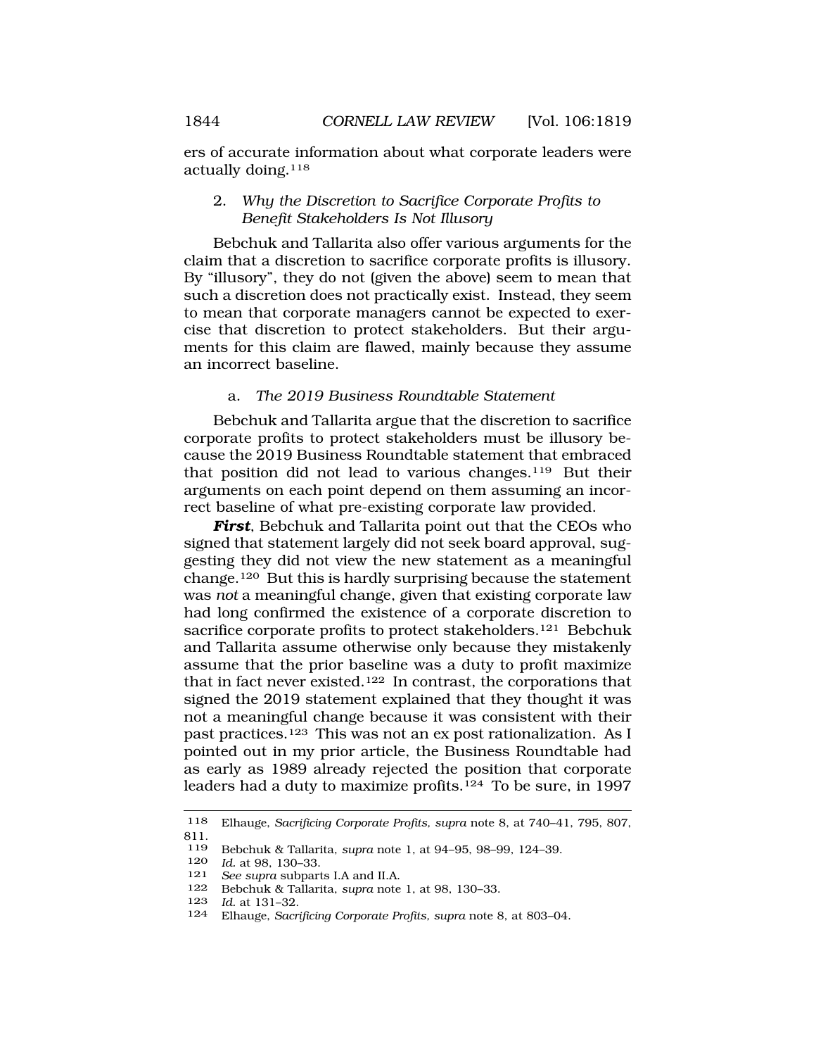ers of accurate information about what corporate leaders were actually doing.[118]

### 2. *Why the Discretion to Sacrifice Corporate Profits to Benefit Stakeholders Is Not Illusory*

Bebchuk and Tallarita also offer various arguments for the claim that a discretion to sacrifice corporate profits is illusory. By "illusory", they do not (given the above) seem to mean that such a discretion does not practically exist. Instead, they seem to mean that corporate managers cannot be expected to exercise that discretion to protect stakeholders. But their arguments for this claim are flawed, mainly because they assume an incorrect baseline.

#### a. *The 2019 Business Roundtable Statement*

Bebchuk and Tallarita argue that the discretion to sacrifice corporate profits to protect stakeholders must be illusory because the 2019 Business Roundtable statement that embraced that position did not lead to various changes.[119] But their arguments on each point depend on them assuming an incorrect baseline of what pre-existing corporate law provided.

***First***, Bebchuk and Tallarita point out that the CEOs who signed that statement largely did not seek board approval, suggesting they did not view the new statement as a meaningful change.[120] But this is hardly surprising because the statement was *not* a meaningful change, given that existing corporate law had long confirmed the existence of a corporate discretion to sacrifice corporate profits to protect stakeholders.[121] Bebchuk and Tallarita assume otherwise only because they mistakenly assume that the prior baseline was a duty to profit maximize that in fact never existed.[122] In contrast, the corporations that signed the 2019 statement explained that they thought it was not a meaningful change because it was consistent with their past practices.[123] This was not an ex post rationalization. As I pointed out in my prior article, the Business Roundtable had as early as 1989 already rejected the position that corporate leaders had a duty to maximize profits.[124] To be sure, in 1997

---

[118] Elhauge, *Sacrificing Corporate Profits*, *supra* note 8, at 740–41, 795, 807, 811.

[119] Bebchuk & Tallarita, *supra* note 1, at 94–95, 98–99, 124–39.

[120] *Id.* at 98, 130–33.

[121] *See supra* subparts I.A and II.A.

[122] Bebchuk & Tallarita, *supra* note 1, at 98, 130–33.

[123] *Id.* at 131–32.

[124] Elhauge, *Sacrificing Corporate Profits*, *supra* note 8, at 803–04.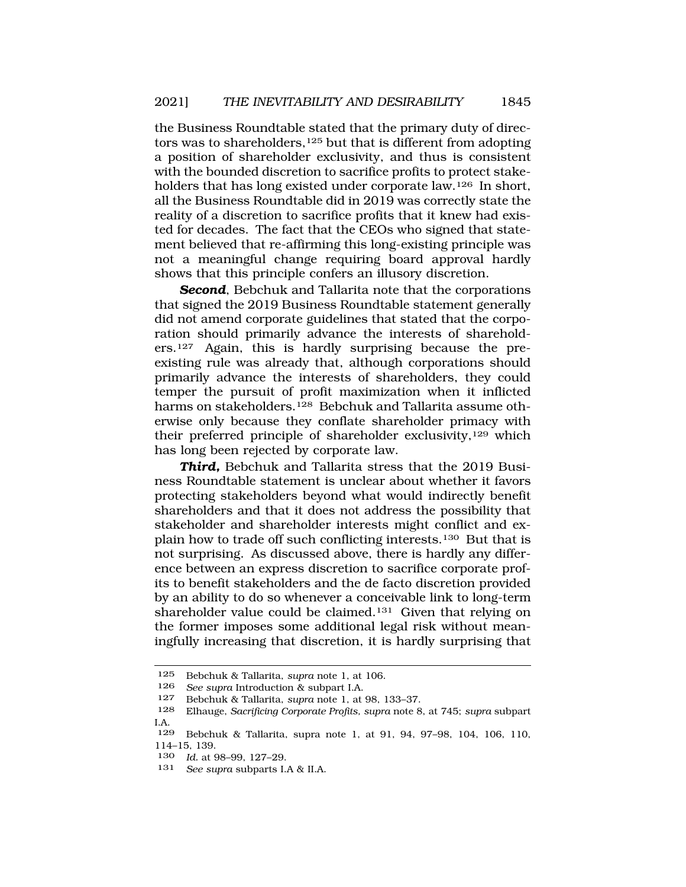the Business Roundtable stated that the primary duty of directors was to shareholders,[125] but that is different from adopting a position of shareholder exclusivity, and thus is consistent with the bounded discretion to sacrifice profits to protect stakeholders that has long existed under corporate law.[126] In short, all the Business Roundtable did in 2019 was correctly state the reality of a discretion to sacrifice profits that it knew had existed for decades. The fact that the CEOs who signed that statement believed that re-affirming this long-existing principle was not a meaningful change requiring board approval hardly shows that this principle confers an illusory discretion.

***Second***, Bebchuk and Tallarita note that the corporations that signed the 2019 Business Roundtable statement generally did not amend corporate guidelines that stated that the corporation should primarily advance the interests of shareholders.[127] Again, this is hardly surprising because the preexisting rule was already that, although corporations should primarily advance the interests of shareholders, they could temper the pursuit of profit maximization when it inflicted harms on stakeholders.[128] Bebchuk and Tallarita assume otherwise only because they conflate shareholder primacy with their preferred principle of shareholder exclusivity,[129] which has long been rejected by corporate law.

***Third,*** Bebchuk and Tallarita stress that the 2019 Business Roundtable statement is unclear about whether it favors protecting stakeholders beyond what would indirectly benefit shareholders and that it does not address the possibility that stakeholder and shareholder interests might conflict and explain how to trade off such conflicting interests.[130] But that is not surprising. As discussed above, there is hardly any difference between an express discretion to sacrifice corporate profits to benefit stakeholders and the de facto discretion provided by an ability to do so whenever a conceivable link to long-term shareholder value could be claimed.[131] Given that relying on the former imposes some additional legal risk without meaningfully increasing that discretion, it is hardly surprising that

---

125 Bebchuk & Tallarita, *supra* note 1, at 106.

126 *See supra* Introduction & subpart I.A.

127 Bebchuk & Tallarita, *supra* note 1, at 98, 133–37.

128 Elhauge, *Sacrificing Corporate Profits, supra* note 8, at 745; *supra* subpart I.A.

129 Bebchuk & Tallarita, supra note 1, at 91, 94, 97–98, 104, 106, 110, 114–15, 139.

130 *Id.* at 98–99, 127–29.

131 *See supra* subparts I.A & II.A.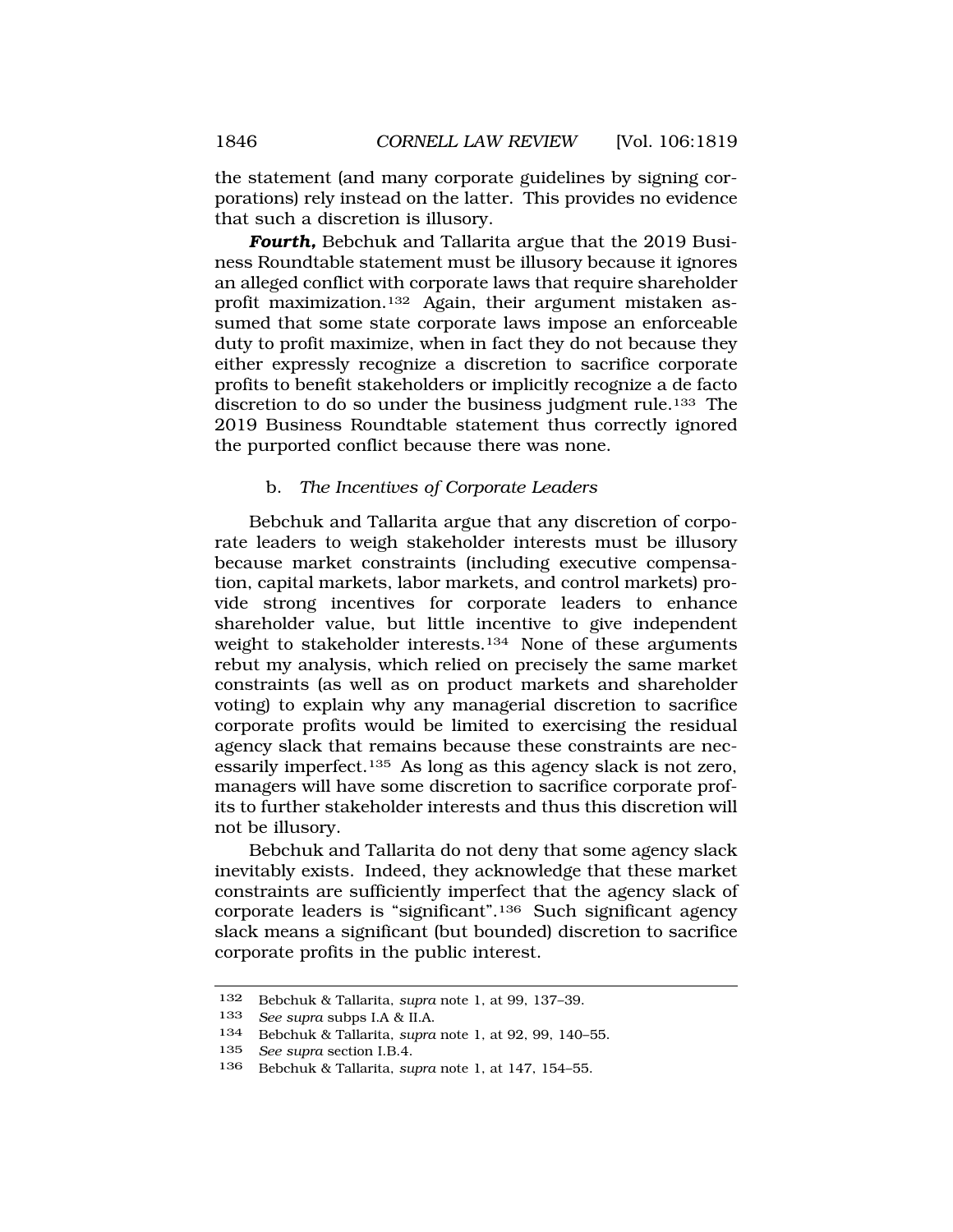the statement (and many corporate guidelines by signing corporations) rely instead on the latter. This provides no evidence that such a discretion is illusory.

***Fourth,*** Bebchuk and Tallarita argue that the 2019 Business Roundtable statement must be illusory because it ignores an alleged conflict with corporate laws that require shareholder profit maximization.[132] Again, their argument mistaken assumed that some state corporate laws impose an enforceable duty to profit maximize, when in fact they do not because they either expressly recognize a discretion to sacrifice corporate profits to benefit stakeholders or implicitly recognize a de facto discretion to do so under the business judgment rule.[133] The 2019 Business Roundtable statement thus correctly ignored the purported conflict because there was none.

#### b. *The Incentives of Corporate Leaders*

Bebchuk and Tallarita argue that any discretion of corporate leaders to weigh stakeholder interests must be illusory because market constraints (including executive compensation, capital markets, labor markets, and control markets) provide strong incentives for corporate leaders to enhance shareholder value, but little incentive to give independent weight to stakeholder interests.[134] None of these arguments rebut my analysis, which relied on precisely the same market constraints (as well as on product markets and shareholder voting) to explain why any managerial discretion to sacrifice corporate profits would be limited to exercising the residual agency slack that remains because these constraints are necessarily imperfect.[135] As long as this agency slack is not zero, managers will have some discretion to sacrifice corporate profits to further stakeholder interests and thus this discretion will not be illusory.

Bebchuk and Tallarita do not deny that some agency slack inevitably exists. Indeed, they acknowledge that these market constraints are sufficiently imperfect that the agency slack of corporate leaders is "significant".[136] Such significant agency slack means a significant (but bounded) discretion to sacrifice corporate profits in the public interest.

---

132 Bebchuk & Tallarita, *supra* note 1, at 99, 137–39.

133 *See supra* subps I.A & II.A.

134 Bebchuk & Tallarita, *supra* note 1, at 92, 99, 140–55.

135 *See supra* section I.B.4.

136 Bebchuk & Tallarita, *supra* note 1, at 147, 154–55.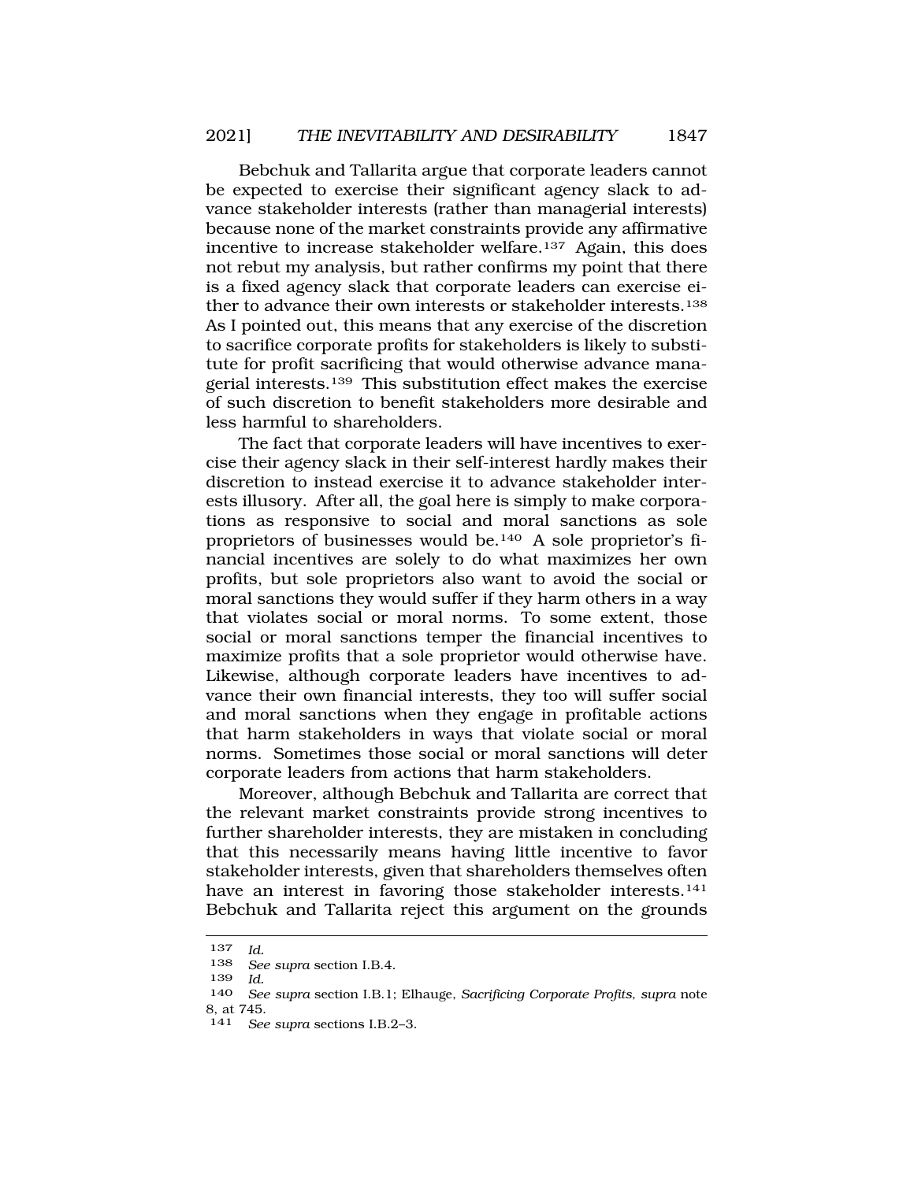Bebchuk and Tallarita argue that corporate leaders cannot be expected to exercise their significant agency slack to advance stakeholder interests (rather than managerial interests) because none of the market constraints provide any affirmative incentive to increase stakeholder welfare.[137] Again, this does not rebut my analysis, but rather confirms my point that there is a fixed agency slack that corporate leaders can exercise either to advance their own interests or stakeholder interests.[138] As I pointed out, this means that any exercise of the discretion to sacrifice corporate profits for stakeholders is likely to substitute for profit sacrificing that would otherwise advance managerial interests.[139] This substitution effect makes the exercise of such discretion to benefit stakeholders more desirable and less harmful to shareholders.

The fact that corporate leaders will have incentives to exercise their agency slack in their self-interest hardly makes their discretion to instead exercise it to advance stakeholder interests illusory. After all, the goal here is simply to make corporations as responsive to social and moral sanctions as sole proprietors of businesses would be.[140] A sole proprietor's financial incentives are solely to do what maximizes her own profits, but sole proprietors also want to avoid the social or moral sanctions they would suffer if they harm others in a way that violates social or moral norms. To some extent, those social or moral sanctions temper the financial incentives to maximize profits that a sole proprietor would otherwise have. Likewise, although corporate leaders have incentives to advance their own financial interests, they too will suffer social and moral sanctions when they engage in profitable actions that harm stakeholders in ways that violate social or moral norms. Sometimes those social or moral sanctions will deter corporate leaders from actions that harm stakeholders.

Moreover, although Bebchuk and Tallarita are correct that the relevant market constraints provide strong incentives to further shareholder interests, they are mistaken in concluding that this necessarily means having little incentive to favor stakeholder interests, given that shareholders themselves often have an interest in favoring those stakeholder interests.[141] Bebchuk and Tallarita reject this argument on the grounds

---

137 *Id.*

138 *See supra* section I.B.4.

139 *Id.*

140 *See supra* section I.B.1; Elhauge, *Sacrificing Corporate Profits*, *supra* note 8, at 745.

141 *See supra* sections I.B.2–3.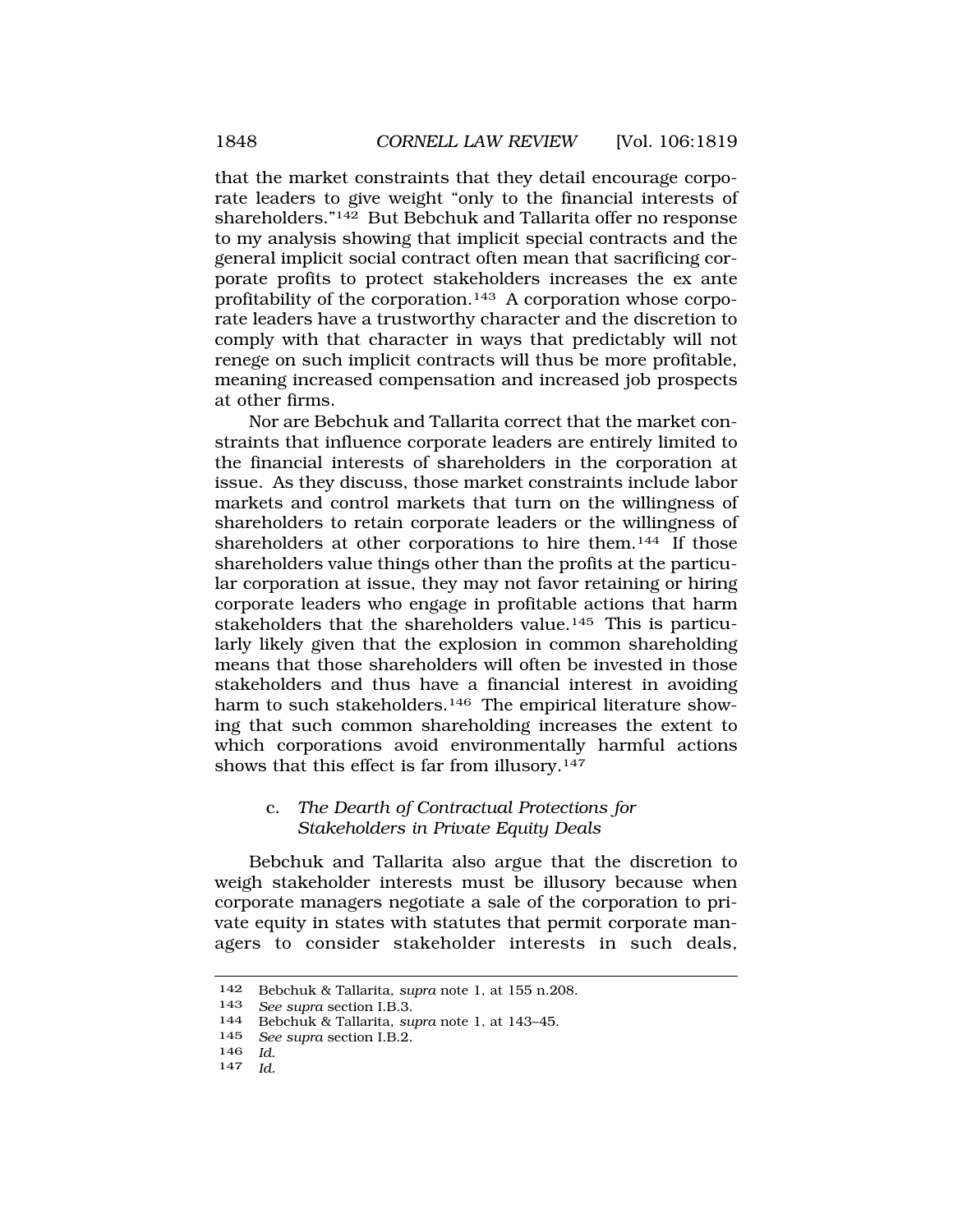that the market constraints that they detail encourage corporate leaders to give weight "only to the financial interests of shareholders."[142] But Bebchuk and Tallarita offer no response to my analysis showing that implicit special contracts and the general implicit social contract often mean that sacrificing corporate profits to protect stakeholders increases the ex ante profitability of the corporation.[143] A corporation whose corporate leaders have a trustworthy character and the discretion to comply with that character in ways that predictably will not renege on such implicit contracts will thus be more profitable, meaning increased compensation and increased job prospects at other firms.

Nor are Bebchuk and Tallarita correct that the market constraints that influence corporate leaders are entirely limited to the financial interests of shareholders in the corporation at issue. As they discuss, those market constraints include labor markets and control markets that turn on the willingness of shareholders to retain corporate leaders or the willingness of shareholders at other corporations to hire them.[144] If those shareholders value things other than the profits at the particular corporation at issue, they may not favor retaining or hiring corporate leaders who engage in profitable actions that harm stakeholders that the shareholders value.[145] This is particularly likely given that the explosion in common shareholding means that those shareholders will often be invested in those stakeholders and thus have a financial interest in avoiding harm to such stakeholders.[146] The empirical literature showing that such common shareholding increases the extent to which corporations avoid environmentally harmful actions shows that this effect is far from illusory.[147]

#### c. *The Dearth of Contractual Protections for Stakeholders in Private Equity Deals*

Bebchuk and Tallarita also argue that the discretion to weigh stakeholder interests must be illusory because when corporate managers negotiate a sale of the corporation to private equity in states with statutes that permit corporate managers to consider stakeholder interests in such deals,

---

142 Bebchuk & Tallarita, *supra* note 1, at 155 n.208.

143 *See supra* section I.B.3.

144 Bebchuk & Tallarita, *supra* note 1, at 143–45.

145 *See supra* section I.B.2.

146 *Id.*

147 *Id.*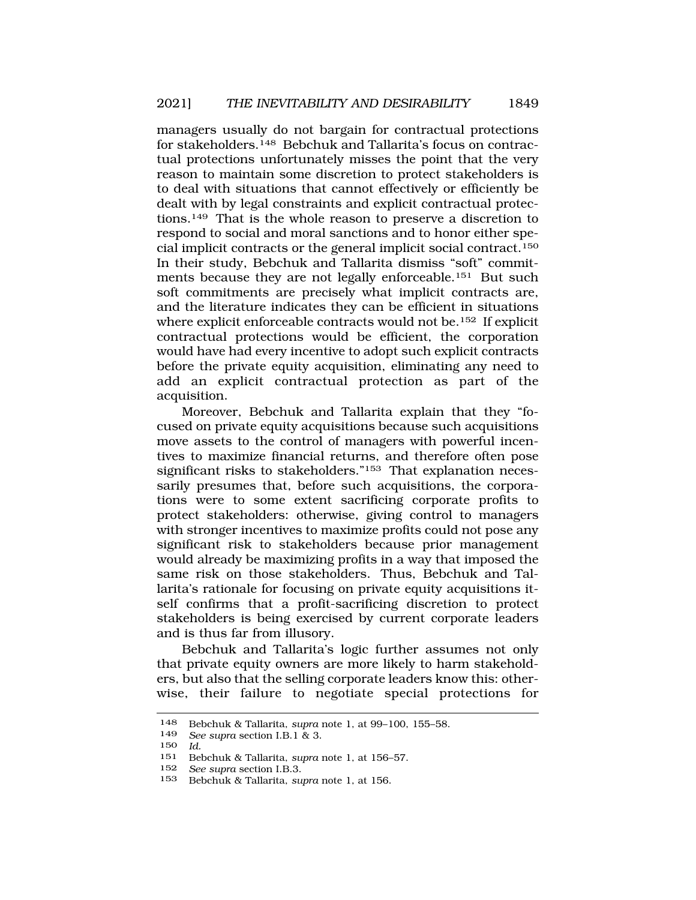managers usually do not bargain for contractual protections for stakeholders.[148] Bebchuk and Tallarita's focus on contractual protections unfortunately misses the point that the very reason to maintain some discretion to protect stakeholders is to deal with situations that cannot effectively or efficiently be dealt with by legal constraints and explicit contractual protections.[149] That is the whole reason to preserve a discretion to respond to social and moral sanctions and to honor either special implicit contracts or the general implicit social contract.[150] In their study, Bebchuk and Tallarita dismiss "soft" commitments because they are not legally enforceable.[151] But such soft commitments are precisely what implicit contracts are, and the literature indicates they can be efficient in situations where explicit enforceable contracts would not be.[152] If explicit contractual protections would be efficient, the corporation would have had every incentive to adopt such explicit contracts before the private equity acquisition, eliminating any need to add an explicit contractual protection as part of the acquisition.

Moreover, Bebchuk and Tallarita explain that they "focused on private equity acquisitions because such acquisitions move assets to the control of managers with powerful incentives to maximize financial returns, and therefore often pose significant risks to stakeholders."[153] That explanation necessarily presumes that, before such acquisitions, the corporations were to some extent sacrificing corporate profits to protect stakeholders: otherwise, giving control to managers with stronger incentives to maximize profits could not pose any significant risk to stakeholders because prior management would already be maximizing profits in a way that imposed the same risk on those stakeholders. Thus, Bebchuk and Tallarita's rationale for focusing on private equity acquisitions itself confirms that a profit-sacrificing discretion to protect stakeholders is being exercised by current corporate leaders and is thus far from illusory.

Bebchuk and Tallarita's logic further assumes not only that private equity owners are more likely to harm stakeholders, but also that the selling corporate leaders know this: otherwise, their failure to negotiate special protections for

---

148 Bebchuk & Tallarita, *supra* note 1, at 99–100, 155–58.

149 *See supra* section I.B.1 & 3.

150 *Id.*

151 Bebchuk & Tallarita, *supra* note 1, at 156–57.

152 *See supra* section I.B.3.

153 Bebchuk & Tallarita, *supra* note 1, at 156.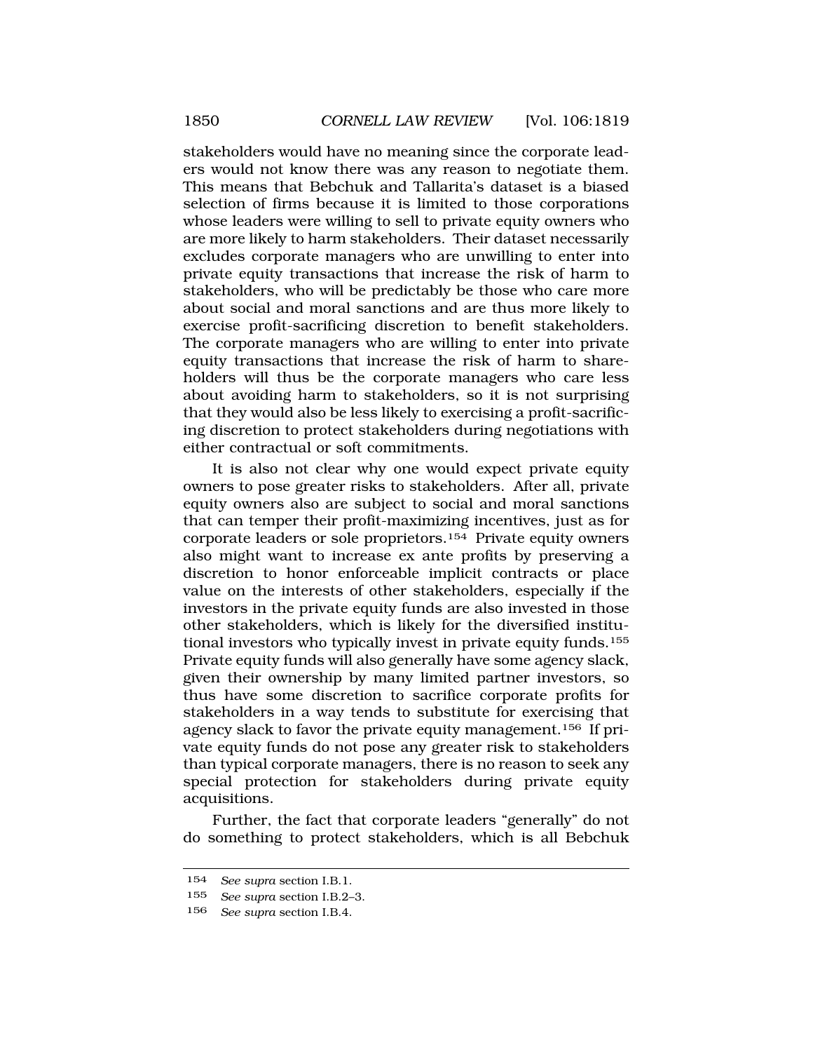stakeholders would have no meaning since the corporate leaders would not know there was any reason to negotiate them. This means that Bebchuk and Tallarita's dataset is a biased selection of firms because it is limited to those corporations whose leaders were willing to sell to private equity owners who are more likely to harm stakeholders. Their dataset necessarily excludes corporate managers who are unwilling to enter into private equity transactions that increase the risk of harm to stakeholders, who will be predictably be those who care more about social and moral sanctions and are thus more likely to exercise profit-sacrificing discretion to benefit stakeholders. The corporate managers who are willing to enter into private equity transactions that increase the risk of harm to shareholders will thus be the corporate managers who care less about avoiding harm to stakeholders, so it is not surprising that they would also be less likely to exercising a profit-sacrificing discretion to protect stakeholders during negotiations with either contractual or soft commitments.

It is also not clear why one would expect private equity owners to pose greater risks to stakeholders. After all, private equity owners also are subject to social and moral sanctions that can temper their profit-maximizing incentives, just as for corporate leaders or sole proprietors.[154] Private equity owners also might want to increase ex ante profits by preserving a discretion to honor enforceable implicit contracts or place value on the interests of other stakeholders, especially if the investors in the private equity funds are also invested in those other stakeholders, which is likely for the diversified institutional investors who typically invest in private equity funds.[155] Private equity funds will also generally have some agency slack, given their ownership by many limited partner investors, so thus have some discretion to sacrifice corporate profits for stakeholders in a way tends to substitute for exercising that agency slack to favor the private equity management.[156] If private equity funds do not pose any greater risk to stakeholders than typical corporate managers, there is no reason to seek any special protection for stakeholders during private equity acquisitions.

Further, the fact that corporate leaders "generally" do not do something to protect stakeholders, which is all Bebchuk

---

154 *See supra* section I.B.1.

155 *See supra* section I.B.2–3.

156 *See supra* section I.B.4.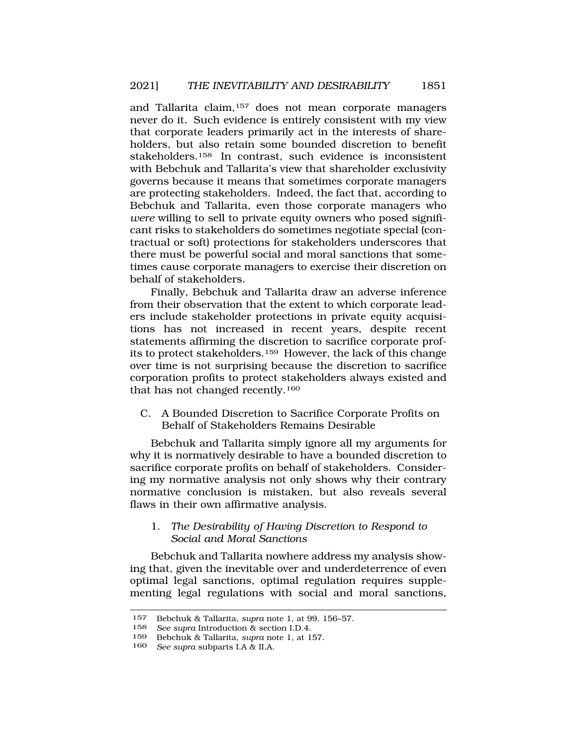and Tallarita claim,[157] does not mean corporate managers never do it. Such evidence is entirely consistent with my view that corporate leaders primarily act in the interests of shareholders, but also retain some bounded discretion to benefit stakeholders.[158] In contrast, such evidence is inconsistent with Bebchuk and Tallarita's view that shareholder exclusivity governs because it means that sometimes corporate managers are protecting stakeholders. Indeed, the fact that, according to Bebchuk and Tallarita, even those corporate managers who *were* willing to sell to private equity owners who posed significant risks to stakeholders do sometimes negotiate special (contractual or soft) protections for stakeholders underscores that there must be powerful social and moral sanctions that sometimes cause corporate managers to exercise their discretion on behalf of stakeholders.

Finally, Bebchuk and Tallarita draw an adverse inference from their observation that the extent to which corporate leaders include stakeholder protections in private equity acquisitions has not increased in recent years, despite recent statements affirming the discretion to sacrifice corporate profits to protect stakeholders.[159] However, the lack of this change over time is not surprising because the discretion to sacrifice corporation profits to protect stakeholders always existed and that has not changed recently.[160]

### C. A Bounded Discretion to Sacrifice Corporate Profits on Behalf of Stakeholders Remains Desirable

Bebchuk and Tallarita simply ignore all my arguments for why it is normatively desirable to have a bounded discretion to sacrifice corporate profits on behalf of stakeholders. Considering my normative analysis not only shows why their contrary normative conclusion is mistaken, but also reveals several flaws in their own affirmative analysis.

#### 1. *The Desirability of Having Discretion to Respond to Social and Moral Sanctions*

Bebchuk and Tallarita nowhere address my analysis showing that, given the inevitable over and underdeterrence of even optimal legal sanctions, optimal regulation requires supplementing legal regulations with social and moral sanctions,

---

157 Bebchuk & Tallarita, *supra* note 1, at 99, 156–57.

158 *See supra* Introduction & section I.D.4.

159 Bebchuk & Tallarita, *supra* note 1, at 157.

160 *See supra* subparts I.A & II.A.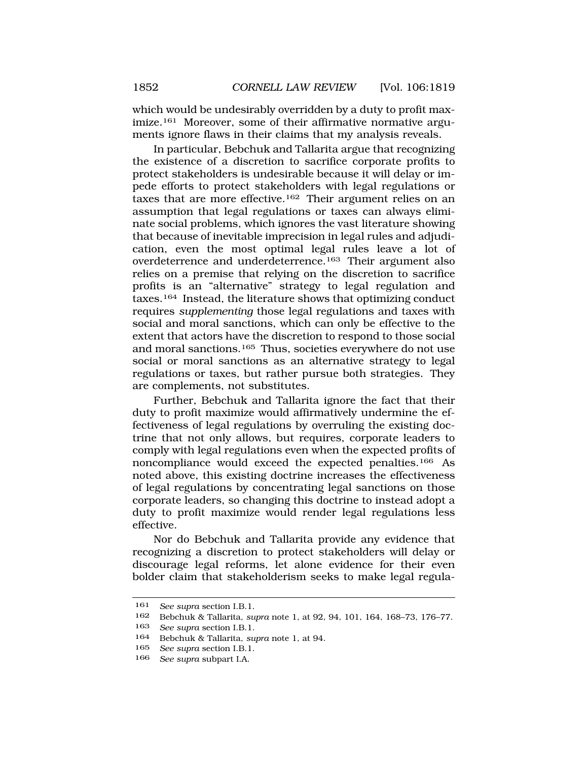which would be undesirably overridden by a duty to profit maximize.[161] Moreover, some of their affirmative normative arguments ignore flaws in their claims that my analysis reveals.

In particular, Bebchuk and Tallarita argue that recognizing the existence of a discretion to sacrifice corporate profits to protect stakeholders is undesirable because it will delay or impede efforts to protect stakeholders with legal regulations or taxes that are more effective.[162] Their argument relies on an assumption that legal regulations or taxes can always eliminate social problems, which ignores the vast literature showing that because of inevitable imprecision in legal rules and adjudication, even the most optimal legal rules leave a lot of overdeterrence and underdeterrence.[163] Their argument also relies on a premise that relying on the discretion to sacrifice profits is an "alternative" strategy to legal regulation and taxes.[164] Instead, the literature shows that optimizing conduct requires *supplementing* those legal regulations and taxes with social and moral sanctions, which can only be effective to the extent that actors have the discretion to respond to those social and moral sanctions.[165] Thus, societies everywhere do not use social or moral sanctions as an alternative strategy to legal regulations or taxes, but rather pursue both strategies. They are complements, not substitutes.

Further, Bebchuk and Tallarita ignore the fact that their duty to profit maximize would affirmatively undermine the effectiveness of legal regulations by overruling the existing doctrine that not only allows, but requires, corporate leaders to comply with legal regulations even when the expected profits of noncompliance would exceed the expected penalties.[166] As noted above, this existing doctrine increases the effectiveness of legal regulations by concentrating legal sanctions on those corporate leaders, so changing this doctrine to instead adopt a duty to profit maximize would render legal regulations less effective.

Nor do Bebchuk and Tallarita provide any evidence that recognizing a discretion to protect stakeholders will delay or discourage legal reforms, let alone evidence for their even bolder claim that stakeholderism seeks to make legal regula-

---

161 *See supra* section I.B.1.

162 Bebchuk & Tallarita, *supra* note 1, at 92, 94, 101, 164, 168–73, 176–77.

163 *See supra* section I.B.1.

164 Bebchuk & Tallarita, *supra* note 1, at 94.

165 *See supra* section I.B.1.

166 *See supra* subpart I.A.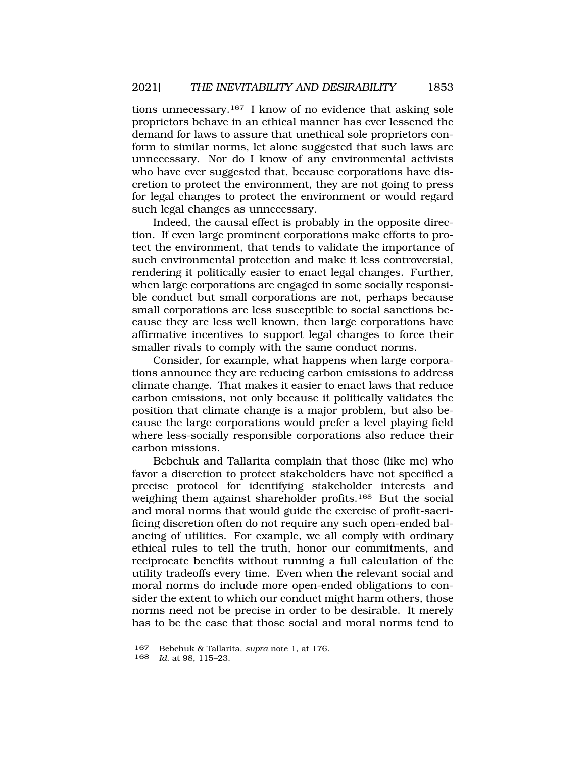tions unnecessary.[167] I know of no evidence that asking sole proprietors behave in an ethical manner has ever lessened the demand for laws to assure that unethical sole proprietors conform to similar norms, let alone suggested that such laws are unnecessary. Nor do I know of any environmental activists who have ever suggested that, because corporations have discretion to protect the environment, they are not going to press for legal changes to protect the environment or would regard such legal changes as unnecessary.

Indeed, the causal effect is probably in the opposite direction. If even large prominent corporations make efforts to protect the environment, that tends to validate the importance of such environmental protection and make it less controversial, rendering it politically easier to enact legal changes. Further, when large corporations are engaged in some socially responsible conduct but small corporations are not, perhaps because small corporations are less susceptible to social sanctions because they are less well known, then large corporations have affirmative incentives to support legal changes to force their smaller rivals to comply with the same conduct norms.

Consider, for example, what happens when large corporations announce they are reducing carbon emissions to address climate change. That makes it easier to enact laws that reduce carbon emissions, not only because it politically validates the position that climate change is a major problem, but also because the large corporations would prefer a level playing field where less-socially responsible corporations also reduce their carbon missions.

Bebchuk and Tallarita complain that those (like me) who favor a discretion to protect stakeholders have not specified a precise protocol for identifying stakeholder interests and weighing them against shareholder profits.[168] But the social and moral norms that would guide the exercise of profit-sacrificing discretion often do not require any such open-ended balancing of utilities. For example, we all comply with ordinary ethical rules to tell the truth, honor our commitments, and reciprocate benefits without running a full calculation of the utility tradeoffs every time. Even when the relevant social and moral norms do include more open-ended obligations to consider the extent to which our conduct might harm others, those norms need not be precise in order to be desirable. It merely has to be the case that those social and moral norms tend to

---

167 Bebchuk & Tallarita, *supra* note 1, at 176.

168 *Id.* at 98, 115–23.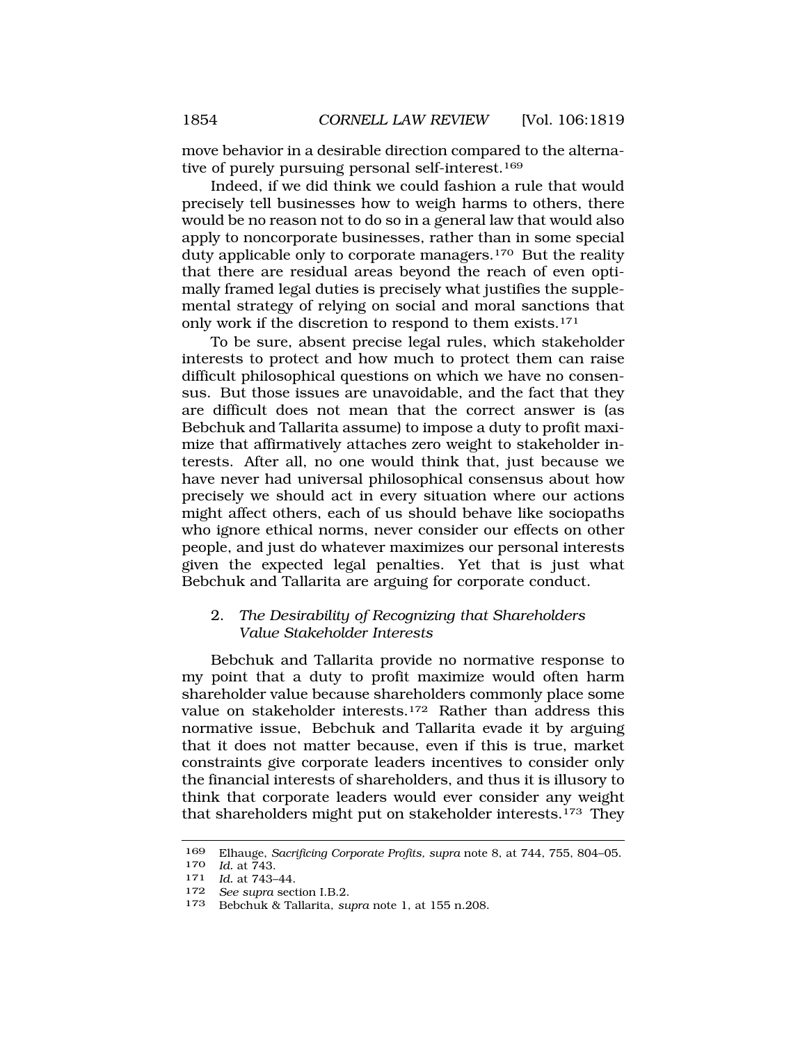move behavior in a desirable direction compared to the alternative of purely pursuing personal self-interest.[169]

Indeed, if we did think we could fashion a rule that would precisely tell businesses how to weigh harms to others, there would be no reason not to do so in a general law that would also apply to noncorporate businesses, rather than in some special duty applicable only to corporate managers.[170] But the reality that there are residual areas beyond the reach of even optimally framed legal duties is precisely what justifies the supplemental strategy of relying on social and moral sanctions that only work if the discretion to respond to them exists.[171]

To be sure, absent precise legal rules, which stakeholder interests to protect and how much to protect them can raise difficult philosophical questions on which we have no consensus. But those issues are unavoidable, and the fact that they are difficult does not mean that the correct answer is (as Bebchuk and Tallarita assume) to impose a duty to profit maximize that affirmatively attaches zero weight to stakeholder interests. After all, no one would think that, just because we have never had universal philosophical consensus about how precisely we should act in every situation where our actions might affect others, each of us should behave like sociopaths who ignore ethical norms, never consider our effects on other people, and just do whatever maximizes our personal interests given the expected legal penalties. Yet that is just what Bebchuk and Tallarita are arguing for corporate conduct.

### 2. *The Desirability of Recognizing that Shareholders Value Stakeholder Interests*

Bebchuk and Tallarita provide no normative response to my point that a duty to profit maximize would often harm shareholder value because shareholders commonly place some value on stakeholder interests.[172] Rather than address this normative issue, Bebchuk and Tallarita evade it by arguing that it does not matter because, even if this is true, market constraints give corporate leaders incentives to consider only the financial interests of shareholders, and thus it is illusory to think that corporate leaders would ever consider any weight that shareholders might put on stakeholder interests.[173] They

---

169 Elhauge, *Sacrificing Corporate Profits, supra* note 8, at 744, 755, 804–05.

170 *Id.* at 743.

171 *Id.* at 743–44.

172 *See supra* section I.B.2.

173 Bebchuk & Tallarita, *supra* note 1, at 155 n.208.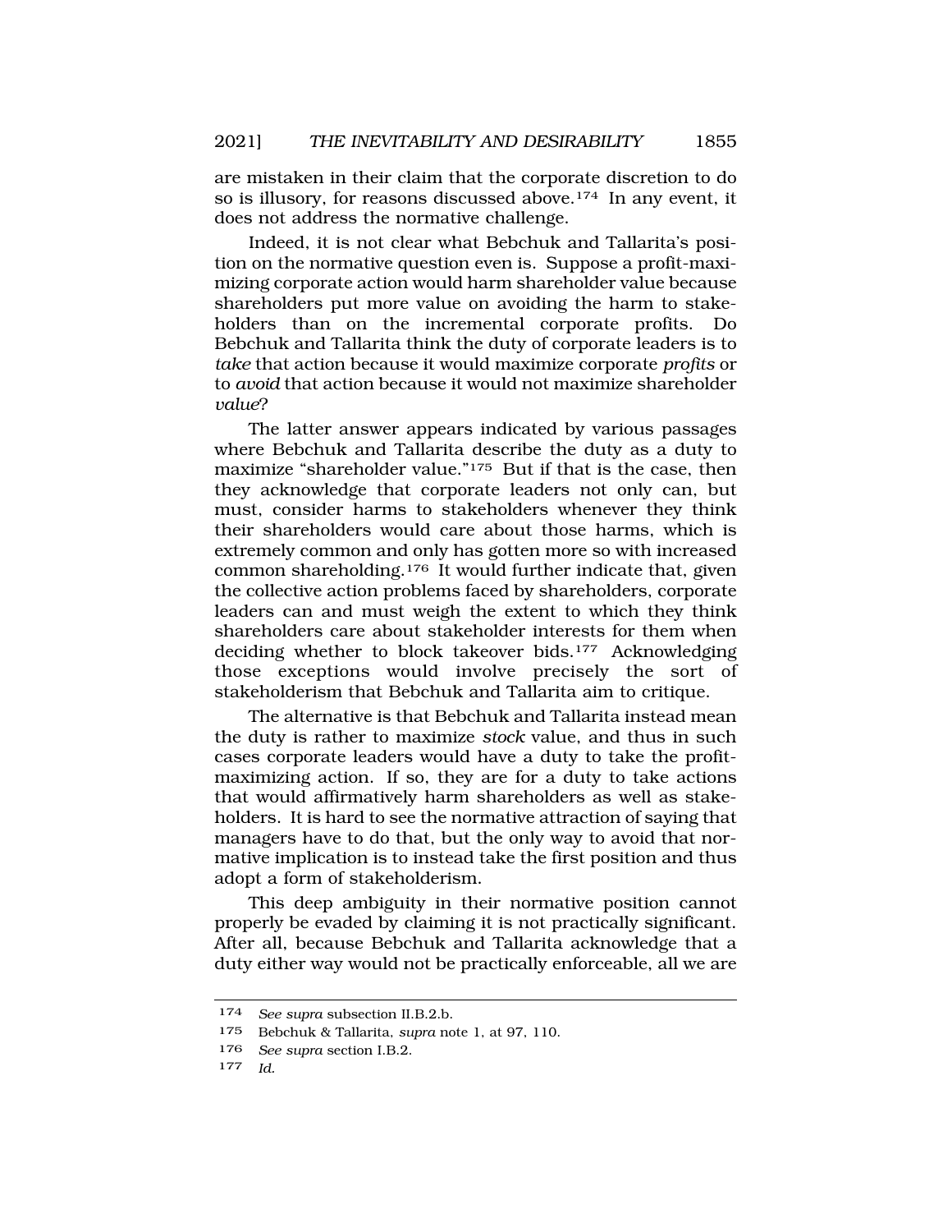are mistaken in their claim that the corporate discretion to do so is illusory, for reasons discussed above.[174] In any event, it does not address the normative challenge.

Indeed, it is not clear what Bebchuk and Tallarita's position on the normative question even is. Suppose a profit-maximizing corporate action would harm shareholder value because shareholders put more value on avoiding the harm to stakeholders than on the incremental corporate profits. Do Bebchuk and Tallarita think the duty of corporate leaders is to *take* that action because it would maximize corporate *profits* or to *avoid* that action because it would not maximize shareholder *value*?

The latter answer appears indicated by various passages where Bebchuk and Tallarita describe the duty as a duty to maximize "shareholder value."[175] But if that is the case, then they acknowledge that corporate leaders not only can, but must, consider harms to stakeholders whenever they think their shareholders would care about those harms, which is extremely common and only has gotten more so with increased common shareholding.[176] It would further indicate that, given the collective action problems faced by shareholders, corporate leaders can and must weigh the extent to which they think shareholders care about stakeholder interests for them when deciding whether to block takeover bids.[177] Acknowledging those exceptions would involve precisely the sort of stakeholderism that Bebchuk and Tallarita aim to critique.

The alternative is that Bebchuk and Tallarita instead mean the duty is rather to maximize *stock* value, and thus in such cases corporate leaders would have a duty to take the profit-maximizing action. If so, they are for a duty to take actions that would affirmatively harm shareholders as well as stakeholders. It is hard to see the normative attraction of saying that managers have to do that, but the only way to avoid that normative implication is to instead take the first position and thus adopt a form of stakeholderism.

This deep ambiguity in their normative position cannot properly be evaded by claiming it is not practically significant. After all, because Bebchuk and Tallarita acknowledge that a duty either way would not be practically enforceable, all we are

---

174 *See supra* subsection II.B.2.b.

175 Bebchuk & Tallarita, *supra* note 1, at 97, 110.

176 *See supra* section I.B.2.

177 *Id.*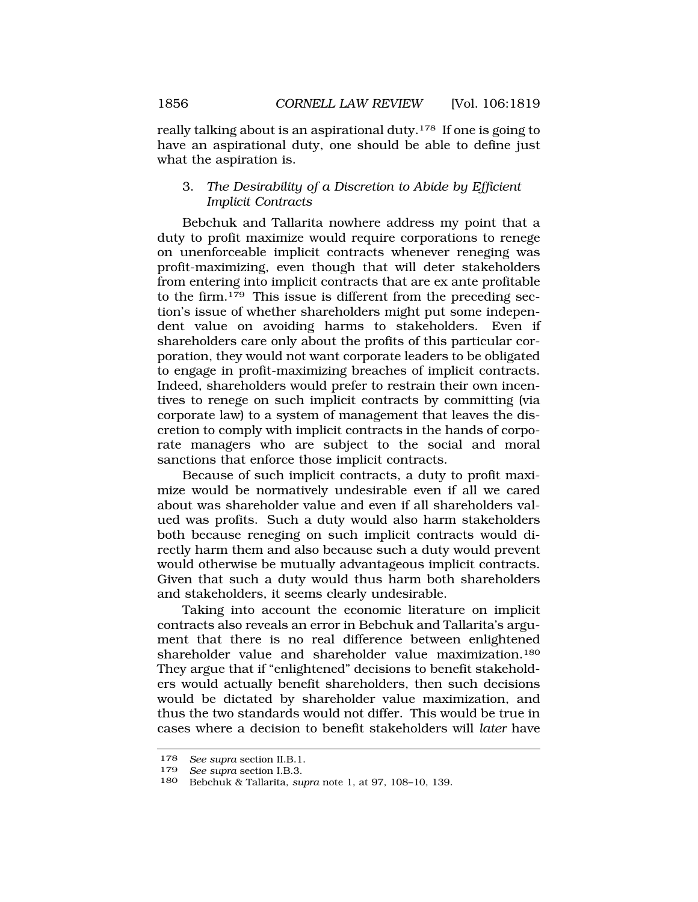really talking about is an aspirational duty.[178] If one is going to have an aspirational duty, one should be able to define just what the aspiration is.

### 3. *The Desirability of a Discretion to Abide by Efficient Implicit Contracts*

Bebchuk and Tallarita nowhere address my point that a duty to profit maximize would require corporations to renege on unenforceable implicit contracts whenever reneging was profit-maximizing, even though that will deter stakeholders from entering into implicit contracts that are ex ante profitable to the firm.[179] This issue is different from the preceding section's issue of whether shareholders might put some independent value on avoiding harms to stakeholders. Even if shareholders care only about the profits of this particular corporation, they would not want corporate leaders to be obligated to engage in profit-maximizing breaches of implicit contracts. Indeed, shareholders would prefer to restrain their own incentives to renege on such implicit contracts by committing (via corporate law) to a system of management that leaves the discretion to comply with implicit contracts in the hands of corporate managers who are subject to the social and moral sanctions that enforce those implicit contracts.

Because of such implicit contracts, a duty to profit maximize would be normatively undesirable even if all we cared about was shareholder value and even if all shareholders valued was profits. Such a duty would also harm stakeholders both because reneging on such implicit contracts would directly harm them and also because such a duty would prevent would otherwise be mutually advantageous implicit contracts. Given that such a duty would thus harm both shareholders and stakeholders, it seems clearly undesirable.

Taking into account the economic literature on implicit contracts also reveals an error in Bebchuk and Tallarita's argument that there is no real difference between enlightened shareholder value and shareholder value maximization.[180] They argue that if "enlightened" decisions to benefit stakeholders would actually benefit shareholders, then such decisions would be dictated by shareholder value maximization, and thus the two standards would not differ. This would be true in cases where a decision to benefit stakeholders will *later* have

---

178 *See supra* section II.B.1.

179 *See supra* section I.B.3.

180 Bebchuk & Tallarita, *supra* note 1, at 97, 108–10, 139.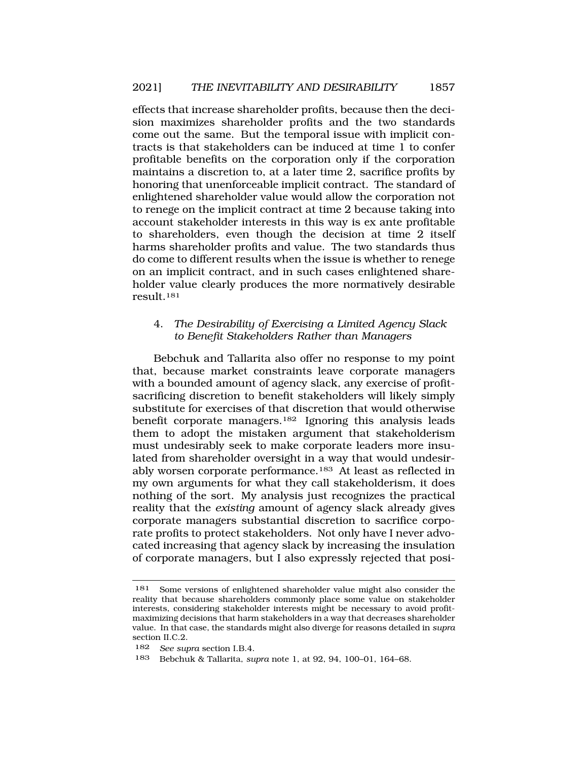effects that increase shareholder profits, because then the decision maximizes shareholder profits and the two standards come out the same. But the temporal issue with implicit contracts is that stakeholders can be induced at time 1 to confer profitable benefits on the corporation only if the corporation maintains a discretion to, at a later time 2, sacrifice profits by honoring that unenforceable implicit contract. The standard of enlightened shareholder value would allow the corporation not to renege on the implicit contract at time 2 because taking into account stakeholder interests in this way is ex ante profitable to shareholders, even though the decision at time 2 itself harms shareholder profits and value. The two standards thus do come to different results when the issue is whether to renege on an implicit contract, and in such cases enlightened shareholder value clearly produces the more normatively desirable result.[181]

#### 4. *The Desirability of Exercising a Limited Agency Slack to Benefit Stakeholders Rather than Managers*

Bebchuk and Tallarita also offer no response to my point that, because market constraints leave corporate managers with a bounded amount of agency slack, any exercise of profit-sacrificing discretion to benefit stakeholders will likely simply substitute for exercises of that discretion that would otherwise benefit corporate managers.[182] Ignoring this analysis leads them to adopt the mistaken argument that stakeholderism must undesirably seek to make corporate leaders more insulated from shareholder oversight in a way that would undesirably worsen corporate performance.[183] At least as reflected in my own arguments for what they call stakeholderism, it does nothing of the sort. My analysis just recognizes the practical reality that the *existing* amount of agency slack already gives corporate managers substantial discretion to sacrifice corporate profits to protect stakeholders. Not only have I never advocated increasing that agency slack by increasing the insulation of corporate managers, but I also expressly rejected that posi-

---

[181] Some versions of enlightened shareholder value might also consider the reality that because shareholders commonly place some value on stakeholder interests, considering stakeholder interests might be necessary to avoid profit-maximizing decisions that harm stakeholders in a way that decreases shareholder value. In that case, the standards might also diverge for reasons detailed in *supra* section II.C.2.

[182] *See supra* section I.B.4.

[183] Bebchuk & Tallarita, *supra* note 1, at 92, 94, 100–01, 164–68.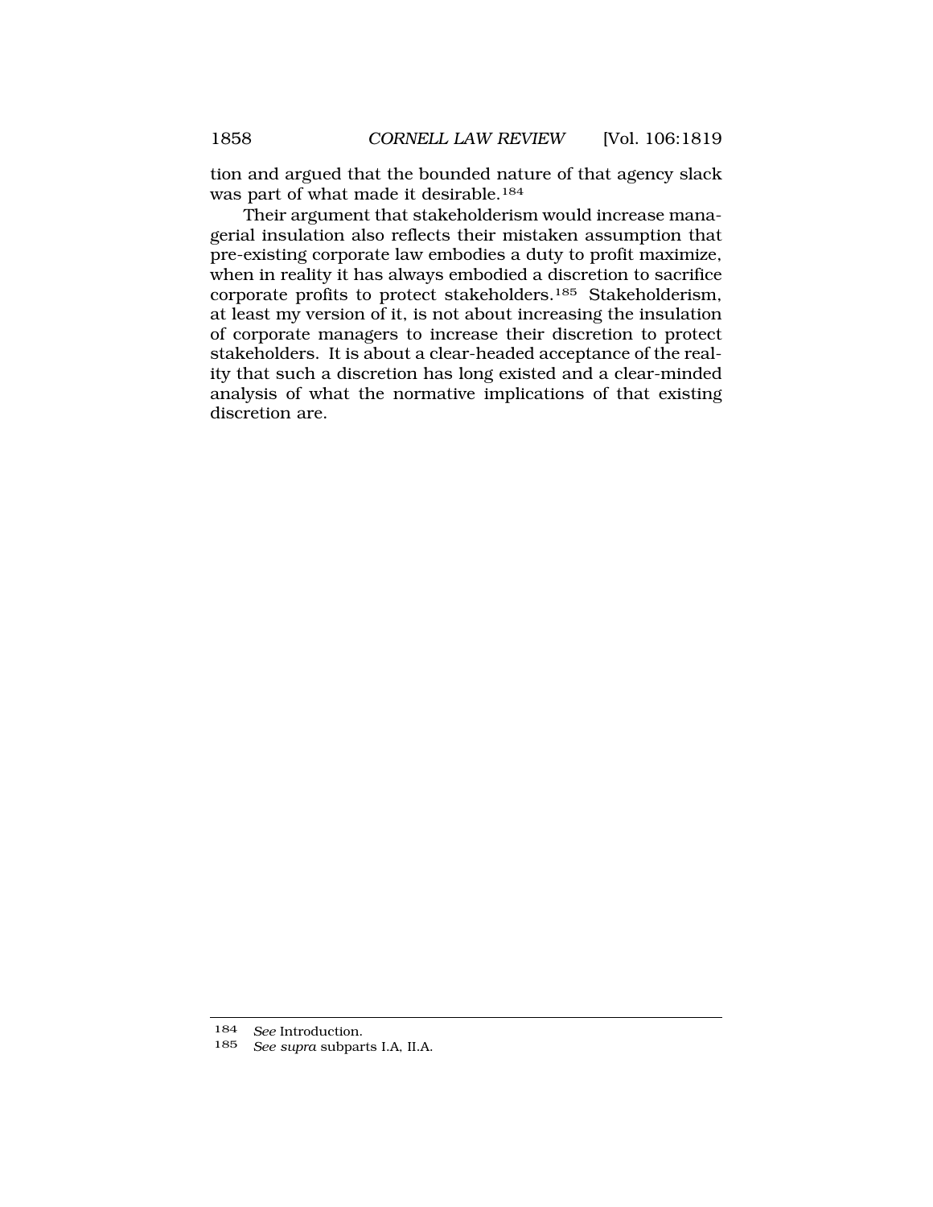tion and argued that the bounded nature of that agency slack was part of what made it desirable.[184]

Their argument that stakeholderism would increase managerial insulation also reflects their mistaken assumption that pre-existing corporate law embodies a duty to profit maximize, when in reality it has always embodied a discretion to sacrifice corporate profits to protect stakeholders.[185] Stakeholderism, at least my version of it, is not about increasing the insulation of corporate managers to increase their discretion to protect stakeholders. It is about a clear-headed acceptance of the reality that such a discretion has long existed and a clear-minded analysis of what the normative implications of that existing discretion are.

---

[184] *See* Introduction.

[185] *See supra* subparts I.A, II.A.